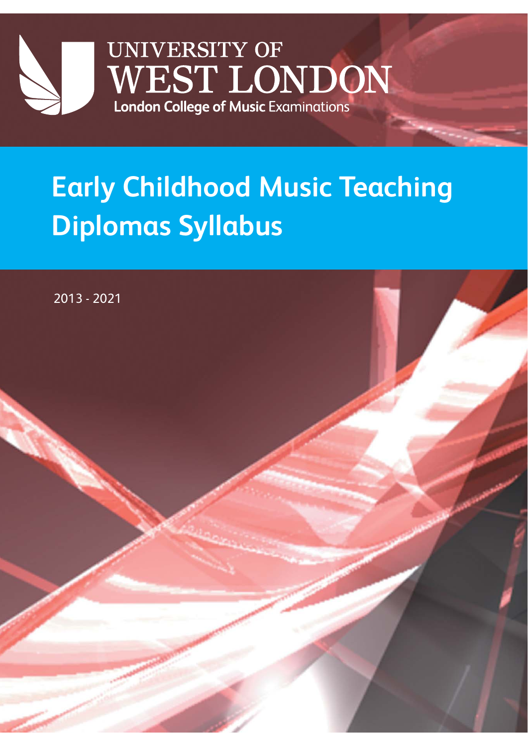UNIVERSITY OF
WEST LONDON
**London College of Music** Examinations

# Early Childhood Music Teaching Diplomas Syllabus

2013 - 2021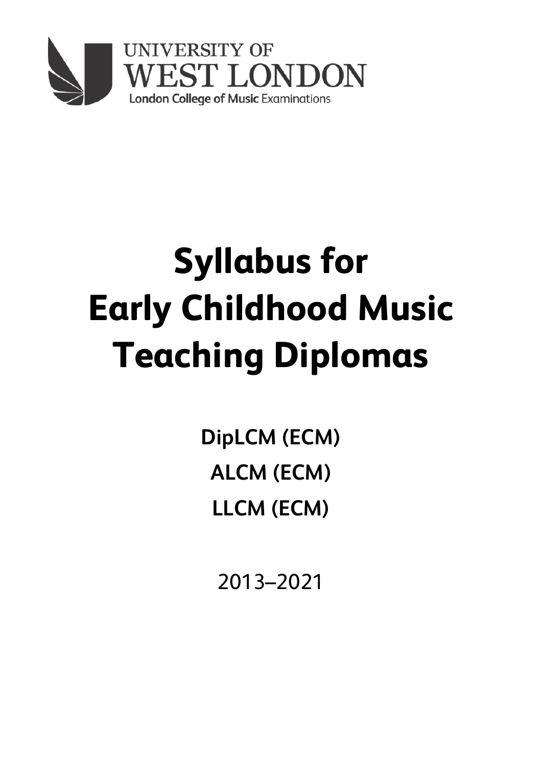UNIVERSITY OF WEST LONDON

London College of Music Examinations

# Syllabus for Early Childhood Music Teaching Diplomas

**DipLCM (ECM)**

**ALCM (ECM)**

**LLCM (ECM)**

2013–2021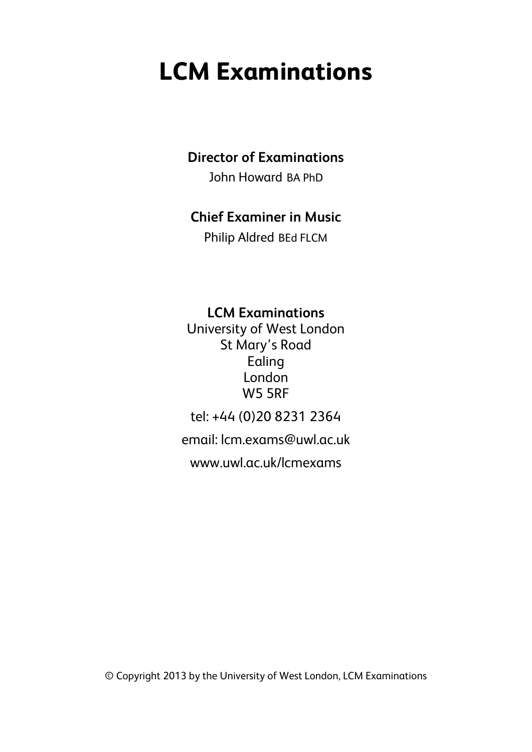# LCM Examinations

**Director of Examinations**

John Howard BA PhD

**Chief Examiner in Music**

Philip Aldred BEd FLCM

**LCM Examinations**
University of West London
St Mary's Road
Ealing
London
W5 5RF

tel: +44 (0)20 8231 2364

email: lcm.exams@uwl.ac.uk

www.uwl.ac.uk/lcmexams

© Copyright 2013 by the University of West London, LCM Examinations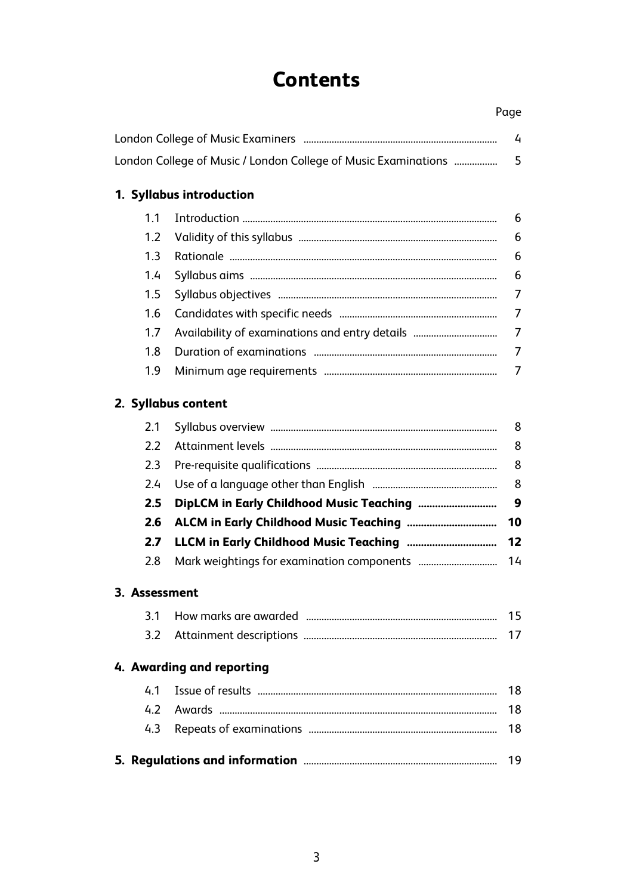# Contents

| | | Page |
|---|---|---|
| London College of Music Examiners | | 4 |
| London College of Music / London College of Music Examinations | | 5 |
| **1. Syllabus introduction** | | |
| 1.1 | Introduction | 6 |
| 1.2 | Validity of this syllabus | 6 |
| 1.3 | Rationale | 6 |
| 1.4 | Syllabus aims | 6 |
| 1.5 | Syllabus objectives | 7 |
| 1.6 | Candidates with specific needs | 7 |
| 1.7 | Availability of examinations and entry details | 7 |
| 1.8 | Duration of examinations | 7 |
| 1.9 | Minimum age requirements | 7 |
| **2. Syllabus content** | | |
| 2.1 | Syllabus overview | 8 |
| 2.2 | Attainment levels | 8 |
| 2.3 | Pre-requisite qualifications | 8 |
| 2.4 | Use of a language other than English | 8 |
| **2.5** | **DipLCM in Early Childhood Music Teaching** | **9** |
| **2.6** | **ALCM in Early Childhood Music Teaching** | **10** |
| **2.7** | **LLCM in Early Childhood Music Teaching** | **12** |
| 2.8 | Mark weightings for examination components | 14 |
| **3. Assessment** | | |
| 3.1 | How marks are awarded | 15 |
| 3.2 | Attainment descriptions | 17 |
| **4. Awarding and reporting** | | |
| 4.1 | Issue of results | 18 |
| 4.2 | Awards | 18 |
| 4.3 | Repeats of examinations | 18 |
| **5. Regulations and information** | | 19 |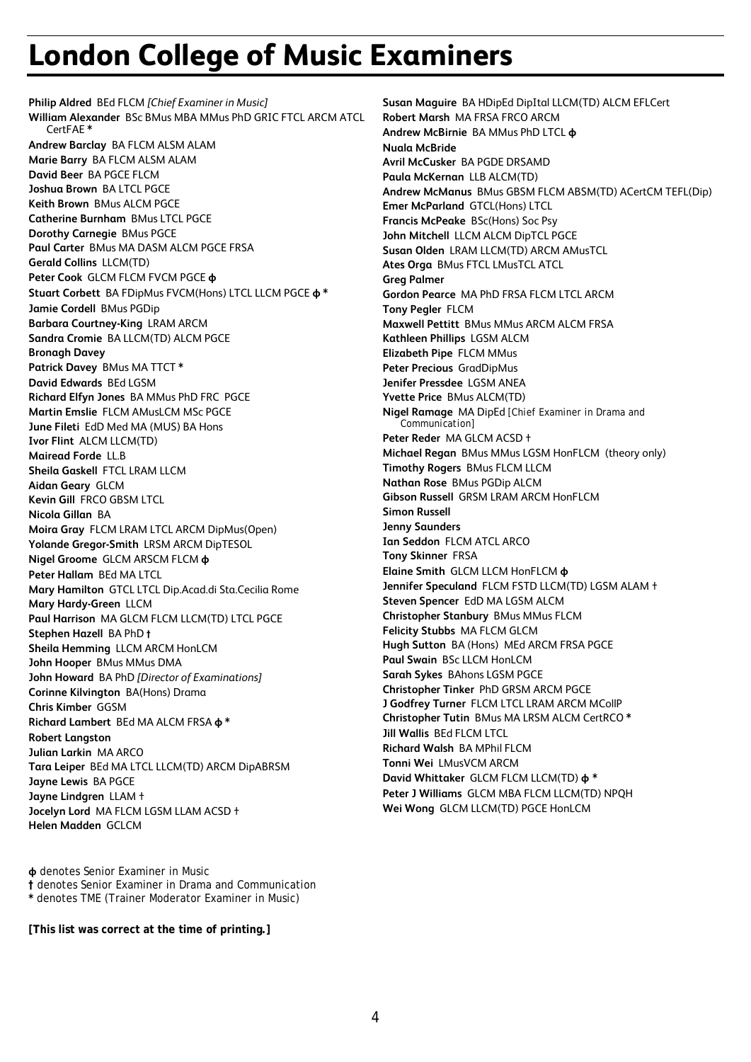# London College of Music Examiners

**Philip Aldred** BEd FLCM *[Chief Examiner in Music]*
**William Alexander** BSc BMus MBA MMus PhD GRIC FTCL ARCM ATCL CertFAE *
**Andrew Barclay** BA FLCM ALSM ALAM
**Marie Barry** BA FLCM ALSM ALAM
**David Beer** BA PGCE FLCM
**Joshua Brown** BA LTCL PGCE
**Keith Brown** BMus ALCM PGCE
**Catherine Burnham** BMus LTCL PGCE
**Dorothy Carnegie** BMus PGCE
**Paul Carter** BMus MA DASM ALCM PGCE FRSA
**Gerald Collins** LLCM(TD)
**Peter Cook** GLCM FLCM FVCM PGCE ɸ
**Stuart Corbett** BA FDipMus FVCM(Hons) LTCL LLCM PGCE ɸ *
**Jamie Cordell** BMus PGDip
**Barbara Courtney-King** LRAM ARCM
**Sandra Cromie** BA LLCM(TD) ALCM PGCE
**Bronagh Davey**
**Patrick Davey** BMus MA TTCT *
**David Edwards** BEd LGSM
**Richard Elfyn Jones** BA MMus PhD FRC PGCE
**Martin Emslie** FLCM AMusLCM MSc PGCE
**June Fileti** EdD Med MA (MUS) BA Hons
**Ivor Flint** ALCM LLCM(TD)
**Mairead Forde** LL.B
**Sheila Gaskell** FTCL LRAM LLCM
**Aidan Geary** GLCM
**Kevin Gill** FRCO GBSM LTCL
**Nicola Gillan** BA
**Moira Gray** FLCM LRAM LTCL ARCM DipMus(Open)
**Yolande Gregor-Smith** LRSM ARCM DipTESOL
**Nigel Groome** GLCM ARSCM FLCM ɸ
**Peter Hallam** BEd MA LTCL
**Mary Hamilton** GTCL LTCL Dip.Acad.di Sta.Cecilia Rome
**Mary Hardy-Green** LLCM
**Paul Harrison** MA GLCM FLCM LLCM(TD) LTCL PGCE
**Stephen Hazell** BA PhD †
**Sheila Hemming** LLCM ARCM HonLCM
**John Hooper** BMus MMus DMA
**John Howard** BA PhD *[Director of Examinations]*
**Corinne Kilvington** BA(Hons) Drama
**Chris Kimber** GGSM
**Richard Lambert** BEd MA ALCM FRSA ɸ *
**Robert Langston**
**Julian Larkin** MA ARCO
**Tara Leiper** BEd MA LTCL LLCM(TD) ARCM DipABRSM
**Jayne Lewis** BA PGCE
**Jayne Lindgren** LLAM †
**Jocelyn Lord** MA FLCM LGSM LLAM ACSD †
**Helen Madden** GCLCM
**Susan Maguire** BA HDipEd DipItal LLCM(TD) ALCM EFLCert
**Robert Marsh** MA FRSA FRCO ARCM
**Andrew McBirnie** BA MMus PhD LTCL ɸ
**Nuala McBride**
**Avril McCusker** BA PGDE DRSAMD
**Paula McKernan** LLB ALCM(TD)
**Andrew McManus** BMus GBSM FLCM ABSM(TD) ACertCM TEFL(Dip)
**Emer McParland** GTCL(Hons) LTCL
**Francis McPeake** BSc(Hons) Soc Psy
**John Mitchell** LLCM ALCM DipTCL PGCE
**Susan Olden** LRAM LLCM(TD) ARCM AMusTCL
**Ates Orga** BMus FTCL LMusTCL ATCL
**Greg Palmer**
**Gordon Pearce** MA PhD FRSA FLCM LTCL ARCM
**Tony Pegler** FLCM
**Maxwell Pettitt** BMus MMus ARCM ALCM FRSA
**Kathleen Phillips** LGSM ALCM
**Elizabeth Pipe** FLCM MMus
**Peter Precious** GradDipMus
**Jenifer Pressdee** LGSM ANEA
**Yvette Price** BMus ALCM(TD)
**Nigel Ramage** MA DipEd [Chief Examiner in Drama and Communication]
**Peter Reder** MA GLCM ACSD †
**Michael Regan** BMus MMus LGSM HonFLCM (theory only)
**Timothy Rogers** BMus FLCM LLCM
**Nathan Rose** BMus PGDip ALCM
**Gibson Russell** GRSM LRAM ARCM HonFLCM
**Simon Russell**
**Jenny Saunders**
**Ian Seddon** FLCM ATCL ARCO
**Tony Skinner** FRSA
**Elaine Smith** GLCM LLCM HonFLCM ɸ
**Jennifer Speculand** FLCM FSTD LLCM(TD) LGSM ALAM †
**Steven Spencer** EdD MA LGSM ALCM
**Christopher Stanbury** BMus MMus FLCM
**Felicity Stubbs** MA FLCM GLCM
**Hugh Sutton** BA (Hons) MEd ARCM FRSA PGCE
**Paul Swain** BSc LLCM HonLCM
**Sarah Sykes** BAhons LGSM PGCE
**Christopher Tinker** PhD GRSM ARCM PGCE
**J Godfrey Turner** FLCM LTCL LRAM ARCM MCollP
**Christopher Tutin** BMus MA LRSM ALCM CertRCO *
**Jill Wallis** BEd FLCM LTCL
**Richard Walsh** BA MPhil FLCM
**Tonni Wei** LMusVCM ARCM
**David Whittaker** GLCM FLCM LLCM(TD) ɸ *
**Peter J Williams** GLCM MBA FLCM LLCM(TD) NPQH
**Wei Wong** GLCM LLCM(TD) PGCE HonLCM

ɸ denotes Senior Examiner in Music
† denotes Senior Examiner in Drama and Communication
* denotes TME (Trainer Moderator Examiner in Music)

**[This list was correct at the time of printing.]**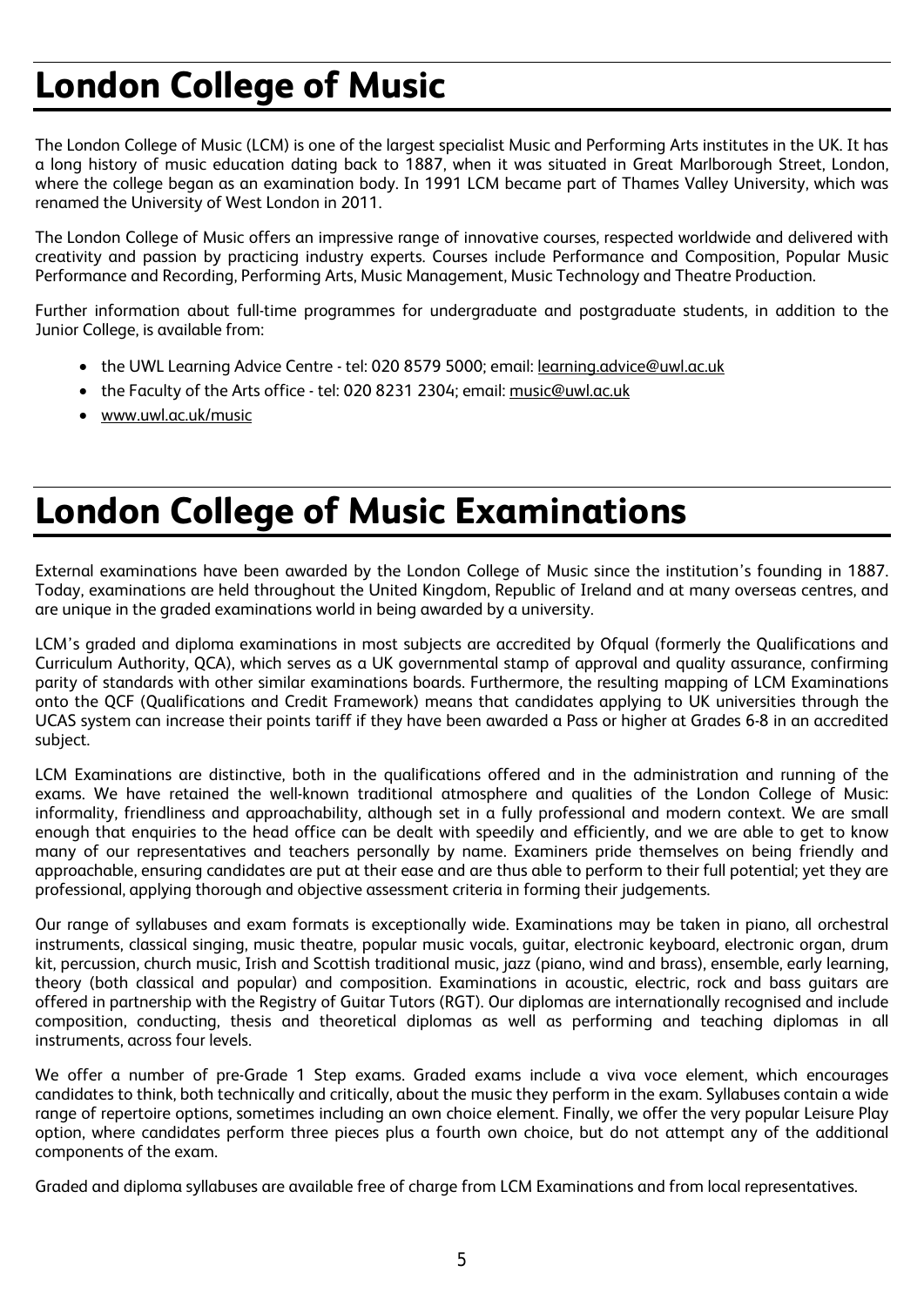# London College of Music

The London College of Music (LCM) is one of the largest specialist Music and Performing Arts institutes in the UK. It has a long history of music education dating back to 1887, when it was situated in Great Marlborough Street, London, where the college began as an examination body. In 1991 LCM became part of Thames Valley University, which was renamed the University of West London in 2011.

The London College of Music offers an impressive range of innovative courses, respected worldwide and delivered with creativity and passion by practicing industry experts. Courses include Performance and Composition, Popular Music Performance and Recording, Performing Arts, Music Management, Music Technology and Theatre Production.

Further information about full-time programmes for undergraduate and postgraduate students, in addition to the Junior College, is available from:

- the UWL Learning Advice Centre - tel: 020 8579 5000; email: learning.advice@uwl.ac.uk
- the Faculty of the Arts office - tel: 020 8231 2304; email: music@uwl.ac.uk
- www.uwl.ac.uk/music

# London College of Music Examinations

External examinations have been awarded by the London College of Music since the institution's founding in 1887. Today, examinations are held throughout the United Kingdom, Republic of Ireland and at many overseas centres, and are unique in the graded examinations world in being awarded by a university.

LCM's graded and diploma examinations in most subjects are accredited by Ofqual (formerly the Qualifications and Curriculum Authority, QCA), which serves as a UK governmental stamp of approval and quality assurance, confirming parity of standards with other similar examinations boards. Furthermore, the resulting mapping of LCM Examinations onto the QCF (Qualifications and Credit Framework) means that candidates applying to UK universities through the UCAS system can increase their points tariff if they have been awarded a Pass or higher at Grades 6-8 in an accredited subject.

LCM Examinations are distinctive, both in the qualifications offered and in the administration and running of the exams. We have retained the well-known traditional atmosphere and qualities of the London College of Music: informality, friendliness and approachability, although set in a fully professional and modern context. We are small enough that enquiries to the head office can be dealt with speedily and efficiently, and we are able to get to know many of our representatives and teachers personally by name. Examiners pride themselves on being friendly and approachable, ensuring candidates are put at their ease and are thus able to perform to their full potential; yet they are professional, applying thorough and objective assessment criteria in forming their judgements.

Our range of syllabuses and exam formats is exceptionally wide. Examinations may be taken in piano, all orchestral instruments, classical singing, music theatre, popular music vocals, guitar, electronic keyboard, electronic organ, drum kit, percussion, church music, Irish and Scottish traditional music, jazz (piano, wind and brass), ensemble, early learning, theory (both classical and popular) and composition. Examinations in acoustic, electric, rock and bass guitars are offered in partnership with the Registry of Guitar Tutors (RGT). Our diplomas are internationally recognised and include composition, conducting, thesis and theoretical diplomas as well as performing and teaching diplomas in all instruments, across four levels.

We offer a number of pre-Grade 1 Step exams. Graded exams include a viva voce element, which encourages candidates to think, both technically and critically, about the music they perform in the exam. Syllabuses contain a wide range of repertoire options, sometimes including an own choice element. Finally, we offer the very popular Leisure Play option, where candidates perform three pieces plus a fourth own choice, but do not attempt any of the additional components of the exam.

Graded and diploma syllabuses are available free of charge from LCM Examinations and from local representatives.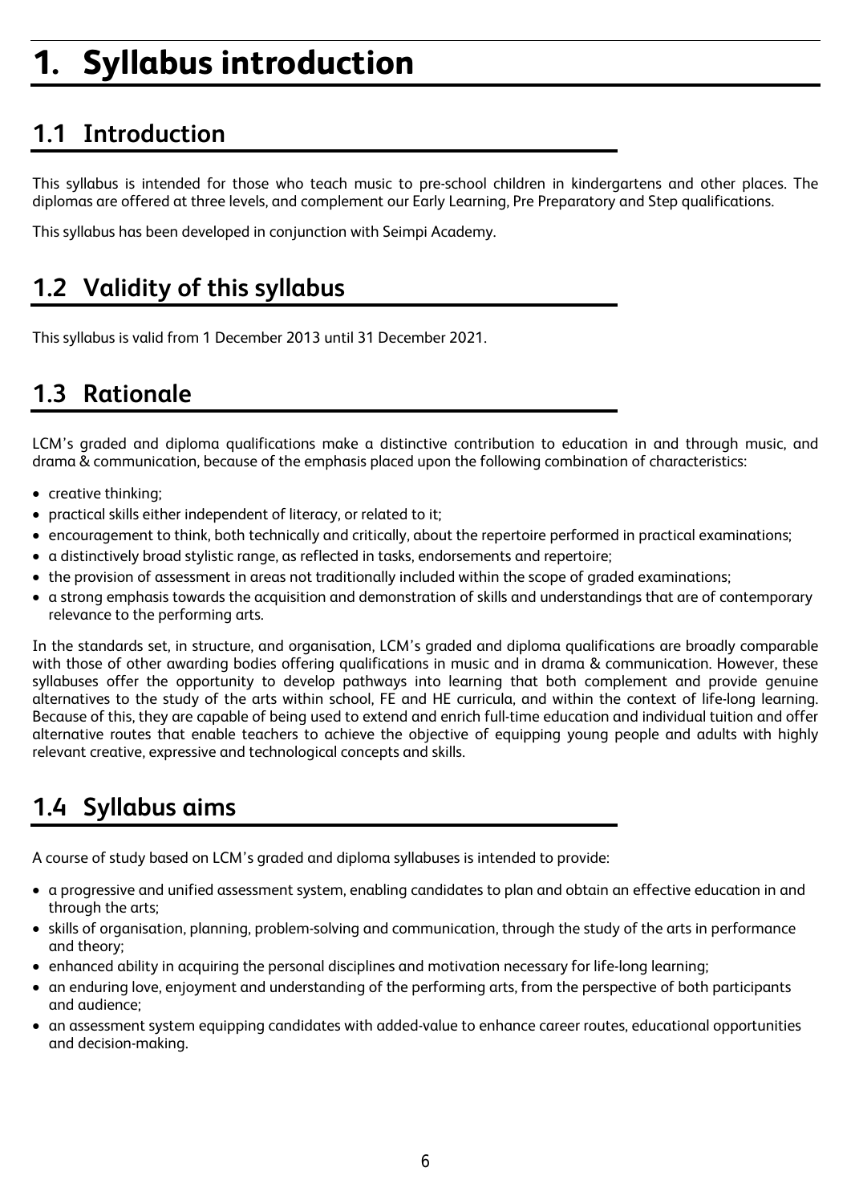# 1. Syllabus introduction

## 1.1 Introduction

This syllabus is intended for those who teach music to pre-school children in kindergartens and other places. The diplomas are offered at three levels, and complement our Early Learning, Pre Preparatory and Step qualifications.

This syllabus has been developed in conjunction with Seimpi Academy.

## 1.2 Validity of this syllabus

This syllabus is valid from 1 December 2013 until 31 December 2021.

## 1.3 Rationale

LCM's graded and diploma qualifications make a distinctive contribution to education in and through music, and drama & communication, because of the emphasis placed upon the following combination of characteristics:

- creative thinking;
- practical skills either independent of literacy, or related to it;
- encouragement to think, both technically and critically, about the repertoire performed in practical examinations;
- a distinctively broad stylistic range, as reflected in tasks, endorsements and repertoire;
- the provision of assessment in areas not traditionally included within the scope of graded examinations;
- a strong emphasis towards the acquisition and demonstration of skills and understandings that are of contemporary relevance to the performing arts.

In the standards set, in structure, and organisation, LCM's graded and diploma qualifications are broadly comparable with those of other awarding bodies offering qualifications in music and in drama & communication. However, these syllabuses offer the opportunity to develop pathways into learning that both complement and provide genuine alternatives to the study of the arts within school, FE and HE curricula, and within the context of life-long learning. Because of this, they are capable of being used to extend and enrich full-time education and individual tuition and offer alternative routes that enable teachers to achieve the objective of equipping young people and adults with highly relevant creative, expressive and technological concepts and skills.

## 1.4 Syllabus aims

A course of study based on LCM's graded and diploma syllabuses is intended to provide:

- a progressive and unified assessment system, enabling candidates to plan and obtain an effective education in and through the arts;
- skills of organisation, planning, problem-solving and communication, through the study of the arts in performance and theory;
- enhanced ability in acquiring the personal disciplines and motivation necessary for life-long learning;
- an enduring love, enjoyment and understanding of the performing arts, from the perspective of both participants and audience;
- an assessment system equipping candidates with added-value to enhance career routes, educational opportunities and decision-making.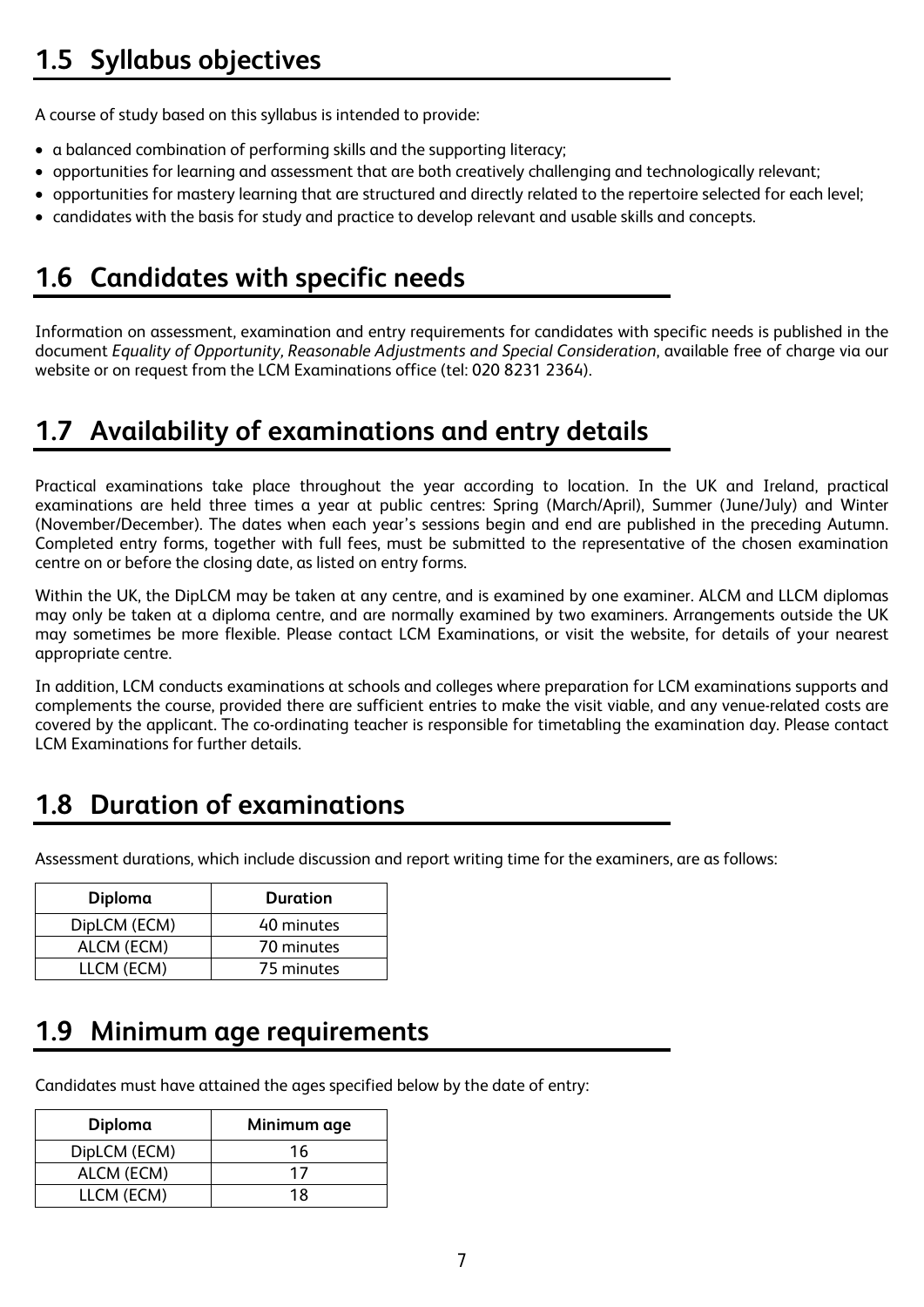## 1.5 Syllabus objectives

A course of study based on this syllabus is intended to provide:

- a balanced combination of performing skills and the supporting literacy;
- opportunities for learning and assessment that are both creatively challenging and technologically relevant;
- opportunities for mastery learning that are structured and directly related to the repertoire selected for each level;
- candidates with the basis for study and practice to develop relevant and usable skills and concepts.

## 1.6 Candidates with specific needs

Information on assessment, examination and entry requirements for candidates with specific needs is published in the document *Equality of Opportunity, Reasonable Adjustments and Special Consideration*, available free of charge via our website or on request from the LCM Examinations office (tel: 020 8231 2364).

## 1.7 Availability of examinations and entry details

Practical examinations take place throughout the year according to location. In the UK and Ireland, practical examinations are held three times a year at public centres: Spring (March/April), Summer (June/July) and Winter (November/December). The dates when each year's sessions begin and end are published in the preceding Autumn. Completed entry forms, together with full fees, must be submitted to the representative of the chosen examination centre on or before the closing date, as listed on entry forms.

Within the UK, the DipLCM may be taken at any centre, and is examined by one examiner. ALCM and LLCM diplomas may only be taken at a diploma centre, and are normally examined by two examiners. Arrangements outside the UK may sometimes be more flexible. Please contact LCM Examinations, or visit the website, for details of your nearest appropriate centre.

In addition, LCM conducts examinations at schools and colleges where preparation for LCM examinations supports and complements the course, provided there are sufficient entries to make the visit viable, and any venue-related costs are covered by the applicant. The co-ordinating teacher is responsible for timetabling the examination day. Please contact LCM Examinations for further details.

## 1.8 Duration of examinations

Assessment durations, which include discussion and report writing time for the examiners, are as follows:

| Diploma | Duration |
|---|---|
| DipLCM (ECM) | 40 minutes |
| ALCM (ECM) | 70 minutes |
| LLCM (ECM) | 75 minutes |

## 1.9 Minimum age requirements

Candidates must have attained the ages specified below by the date of entry:

| Diploma | Minimum age |
|---|---|
| DipLCM (ECM) | 16 |
| ALCM (ECM) | 17 |
| LLCM (ECM) | 18 |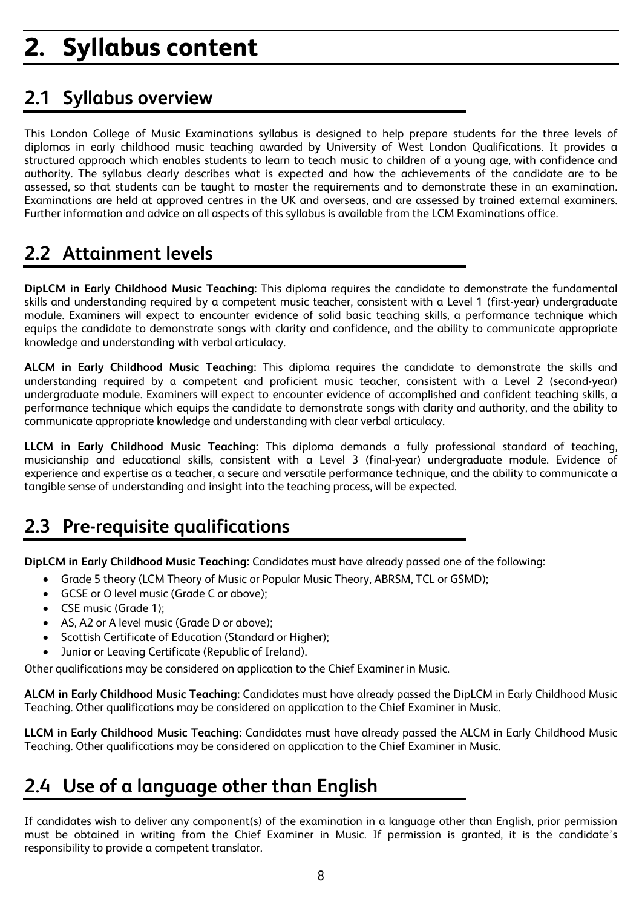# 2. Syllabus content

## 2.1 Syllabus overview

This London College of Music Examinations syllabus is designed to help prepare students for the three levels of diplomas in early childhood music teaching awarded by University of West London Qualifications. It provides a structured approach which enables students to learn to teach music to children of a young age, with confidence and authority. The syllabus clearly describes what is expected and how the achievements of the candidate are to be assessed, so that students can be taught to master the requirements and to demonstrate these in an examination. Examinations are held at approved centres in the UK and overseas, and are assessed by trained external examiners. Further information and advice on all aspects of this syllabus is available from the LCM Examinations office.

## 2.2 Attainment levels

**DipLCM in Early Childhood Music Teaching:** This diploma requires the candidate to demonstrate the fundamental skills and understanding required by a competent music teacher, consistent with a Level 1 (first-year) undergraduate module. Examiners will expect to encounter evidence of solid basic teaching skills, a performance technique which equips the candidate to demonstrate songs with clarity and confidence, and the ability to communicate appropriate knowledge and understanding with verbal articulacy.

**ALCM in Early Childhood Music Teaching:** This diploma requires the candidate to demonstrate the skills and understanding required by a competent and proficient music teacher, consistent with a Level 2 (second-year) undergraduate module. Examiners will expect to encounter evidence of accomplished and confident teaching skills, a performance technique which equips the candidate to demonstrate songs with clarity and authority, and the ability to communicate appropriate knowledge and understanding with clear verbal articulacy.

**LLCM in Early Childhood Music Teaching:** This diploma demands a fully professional standard of teaching, musicianship and educational skills, consistent with a Level 3 (final-year) undergraduate module. Evidence of experience and expertise as a teacher, a secure and versatile performance technique, and the ability to communicate a tangible sense of understanding and insight into the teaching process, will be expected.

## 2.3 Pre-requisite qualifications

**DipLCM in Early Childhood Music Teaching:** Candidates must have already passed one of the following:

- Grade 5 theory (LCM Theory of Music or Popular Music Theory, ABRSM, TCL or GSMD);
- GCSE or O level music (Grade C or above);
- CSE music (Grade 1);
- AS, A2 or A level music (Grade D or above);
- Scottish Certificate of Education (Standard or Higher);
- Junior or Leaving Certificate (Republic of Ireland).

Other qualifications may be considered on application to the Chief Examiner in Music.

**ALCM in Early Childhood Music Teaching:** Candidates must have already passed the DipLCM in Early Childhood Music Teaching. Other qualifications may be considered on application to the Chief Examiner in Music.

**LLCM in Early Childhood Music Teaching:** Candidates must have already passed the ALCM in Early Childhood Music Teaching. Other qualifications may be considered on application to the Chief Examiner in Music.

## 2.4 Use of a language other than English

If candidates wish to deliver any component(s) of the examination in a language other than English, prior permission must be obtained in writing from the Chief Examiner in Music. If permission is granted, it is the candidate's responsibility to provide a competent translator.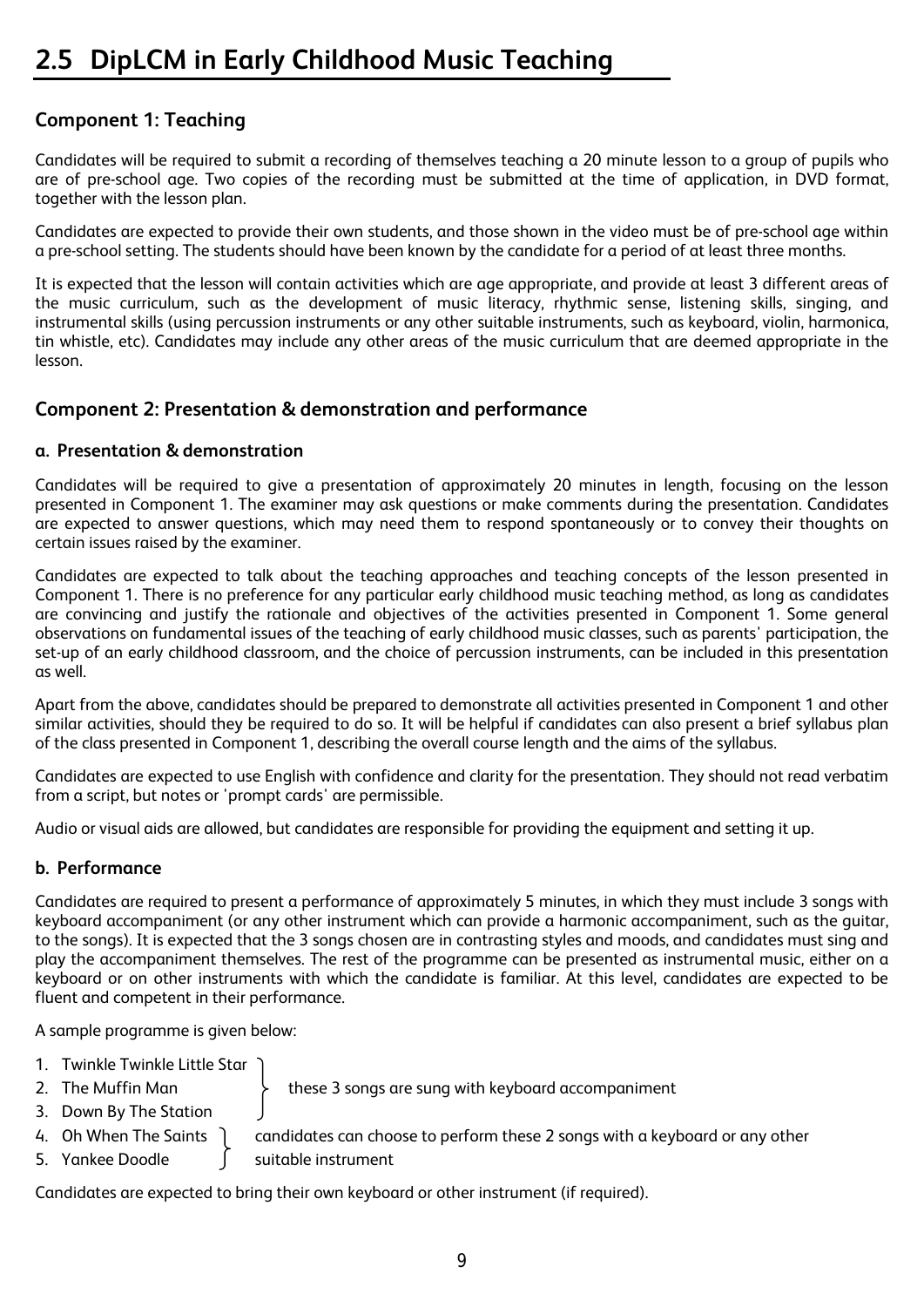# 2.5 DipLCM in Early Childhood Music Teaching

## Component 1: Teaching

Candidates will be required to submit a recording of themselves teaching a 20 minute lesson to a group of pupils who are of pre-school age. Two copies of the recording must be submitted at the time of application, in DVD format, together with the lesson plan.

Candidates are expected to provide their own students, and those shown in the video must be of pre-school age within a pre-school setting. The students should have been known by the candidate for a period of at least three months.

It is expected that the lesson will contain activities which are age appropriate, and provide at least 3 different areas of the music curriculum, such as the development of music literacy, rhythmic sense, listening skills, singing, and instrumental skills (using percussion instruments or any other suitable instruments, such as keyboard, violin, harmonica, tin whistle, etc). Candidates may include any other areas of the music curriculum that are deemed appropriate in the lesson.

## Component 2: Presentation & demonstration and performance

### a. Presentation & demonstration

Candidates will be required to give a presentation of approximately 20 minutes in length, focusing on the lesson presented in Component 1. The examiner may ask questions or make comments during the presentation. Candidates are expected to answer questions, which may need them to respond spontaneously or to convey their thoughts on certain issues raised by the examiner.

Candidates are expected to talk about the teaching approaches and teaching concepts of the lesson presented in Component 1. There is no preference for any particular early childhood music teaching method, as long as candidates are convincing and justify the rationale and objectives of the activities presented in Component 1. Some general observations on fundamental issues of the teaching of early childhood music classes, such as parents' participation, the set-up of an early childhood classroom, and the choice of percussion instruments, can be included in this presentation as well.

Apart from the above, candidates should be prepared to demonstrate all activities presented in Component 1 and other similar activities, should they be required to do so. It will be helpful if candidates can also present a brief syllabus plan of the class presented in Component 1, describing the overall course length and the aims of the syllabus.

Candidates are expected to use English with confidence and clarity for the presentation. They should not read verbatim from a script, but notes or 'prompt cards' are permissible.

Audio or visual aids are allowed, but candidates are responsible for providing the equipment and setting it up.

### b. Performance

Candidates are required to present a performance of approximately 5 minutes, in which they must include 3 songs with keyboard accompaniment (or any other instrument which can provide a harmonic accompaniment, such as the guitar, to the songs). It is expected that the 3 songs chosen are in contrasting styles and moods, and candidates must sing and play the accompaniment themselves. The rest of the programme can be presented as instrumental music, either on a keyboard or on other instruments with which the candidate is familiar. At this level, candidates are expected to be fluent and competent in their performance.

A sample programme is given below:

1. Twinkle Twinkle Little Star
2. The Muffin Man
3. Down By The Station

(these 3 songs are sung with keyboard accompaniment)

4. Oh When The Saints
5. Yankee Doodle

(candidates can choose to perform these 2 songs with a keyboard or any other suitable instrument)

Candidates are expected to bring their own keyboard or other instrument (if required).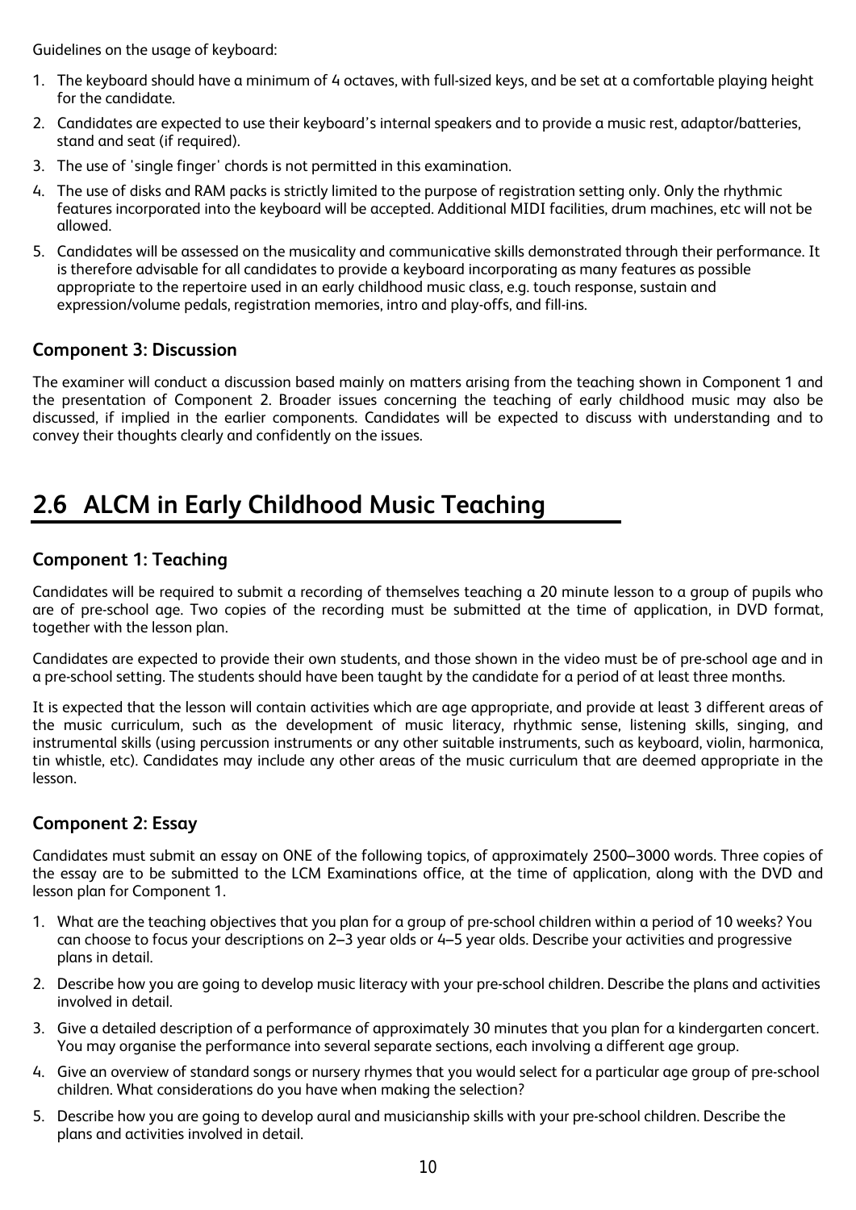Guidelines on the usage of keyboard:

1. The keyboard should have a minimum of 4 octaves, with full-sized keys, and be set at a comfortable playing height for the candidate.
2. Candidates are expected to use their keyboard's internal speakers and to provide a music rest, adaptor/batteries, stand and seat (if required).
3. The use of 'single finger' chords is not permitted in this examination.
4. The use of disks and RAM packs is strictly limited to the purpose of registration setting only. Only the rhythmic features incorporated into the keyboard will be accepted. Additional MIDI facilities, drum machines, etc will not be allowed.
5. Candidates will be assessed on the musicality and communicative skills demonstrated through their performance. It is therefore advisable for all candidates to provide a keyboard incorporating as many features as possible appropriate to the repertoire used in an early childhood music class, e.g. touch response, sustain and expression/volume pedals, registration memories, intro and play-offs, and fill-ins.

### Component 3: Discussion

The examiner will conduct a discussion based mainly on matters arising from the teaching shown in Component 1 and the presentation of Component 2. Broader issues concerning the teaching of early childhood music may also be discussed, if implied in the earlier components. Candidates will be expected to discuss with understanding and to convey their thoughts clearly and confidently on the issues.

## 2.6 ALCM in Early Childhood Music Teaching

### Component 1: Teaching

Candidates will be required to submit a recording of themselves teaching a 20 minute lesson to a group of pupils who are of pre-school age. Two copies of the recording must be submitted at the time of application, in DVD format, together with the lesson plan.

Candidates are expected to provide their own students, and those shown in the video must be of pre-school age and in a pre-school setting. The students should have been taught by the candidate for a period of at least three months.

It is expected that the lesson will contain activities which are age appropriate, and provide at least 3 different areas of the music curriculum, such as the development of music literacy, rhythmic sense, listening skills, singing, and instrumental skills (using percussion instruments or any other suitable instruments, such as keyboard, violin, harmonica, tin whistle, etc). Candidates may include any other areas of the music curriculum that are deemed appropriate in the lesson.

### Component 2: Essay

Candidates must submit an essay on ONE of the following topics, of approximately 2500–3000 words. Three copies of the essay are to be submitted to the LCM Examinations office, at the time of application, along with the DVD and lesson plan for Component 1.

1. What are the teaching objectives that you plan for a group of pre-school children within a period of 10 weeks? You can choose to focus your descriptions on 2–3 year olds or 4–5 year olds. Describe your activities and progressive plans in detail.
2. Describe how you are going to develop music literacy with your pre-school children. Describe the plans and activities involved in detail.
3. Give a detailed description of a performance of approximately 30 minutes that you plan for a kindergarten concert. You may organise the performance into several separate sections, each involving a different age group.
4. Give an overview of standard songs or nursery rhymes that you would select for a particular age group of pre-school children. What considerations do you have when making the selection?
5. Describe how you are going to develop aural and musicianship skills with your pre-school children. Describe the plans and activities involved in detail.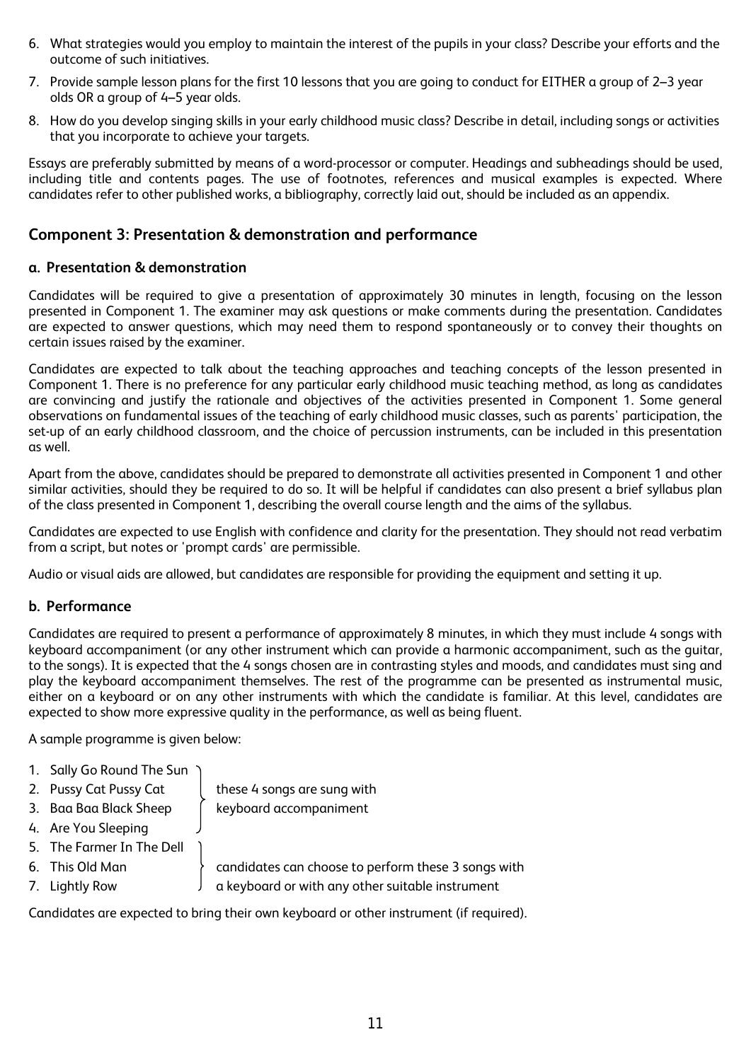6. What strategies would you employ to maintain the interest of the pupils in your class? Describe your efforts and the outcome of such initiatives.
7. Provide sample lesson plans for the first 10 lessons that you are going to conduct for EITHER a group of 2–3 year olds OR a group of 4–5 year olds.
8. How do you develop singing skills in your early childhood music class? Describe in detail, including songs or activities that you incorporate to achieve your targets.

Essays are preferably submitted by means of a word-processor or computer. Headings and subheadings should be used, including title and contents pages. The use of footnotes, references and musical examples is expected. Where candidates refer to other published works, a bibliography, correctly laid out, should be included as an appendix.

## Component 3: Presentation & demonstration and performance

### a. Presentation & demonstration

Candidates will be required to give a presentation of approximately 30 minutes in length, focusing on the lesson presented in Component 1. The examiner may ask questions or make comments during the presentation. Candidates are expected to answer questions, which may need them to respond spontaneously or to convey their thoughts on certain issues raised by the examiner.

Candidates are expected to talk about the teaching approaches and teaching concepts of the lesson presented in Component 1. There is no preference for any particular early childhood music teaching method, as long as candidates are convincing and justify the rationale and objectives of the activities presented in Component 1. Some general observations on fundamental issues of the teaching of early childhood music classes, such as parents' participation, the set-up of an early childhood classroom, and the choice of percussion instruments, can be included in this presentation as well.

Apart from the above, candidates should be prepared to demonstrate all activities presented in Component 1 and other similar activities, should they be required to do so. It will be helpful if candidates can also present a brief syllabus plan of the class presented in Component 1, describing the overall course length and the aims of the syllabus.

Candidates are expected to use English with confidence and clarity for the presentation. They should not read verbatim from a script, but notes or 'prompt cards' are permissible.

Audio or visual aids are allowed, but candidates are responsible for providing the equipment and setting it up.

### b. Performance

Candidates are required to present a performance of approximately 8 minutes, in which they must include 4 songs with keyboard accompaniment (or any other instrument which can provide a harmonic accompaniment, such as the guitar, to the songs). It is expected that the 4 songs chosen are in contrasting styles and moods, and candidates must sing and play the keyboard accompaniment themselves. The rest of the programme can be presented as instrumental music, either on a keyboard or on any other instruments with which the candidate is familiar. At this level, candidates are expected to show more expressive quality in the performance, as well as being fluent.

A sample programme is given below:

1. Sally Go Round The Sun
2. Pussy Cat Pussy Cat
3. Baa Baa Black Sheep
4. Are You Sleeping

} these 4 songs are sung with keyboard accompaniment

5. The Farmer In The Dell
6. This Old Man
7. Lightly Row

} candidates can choose to perform these 3 songs with a keyboard or with any other suitable instrument

Candidates are expected to bring their own keyboard or other instrument (if required).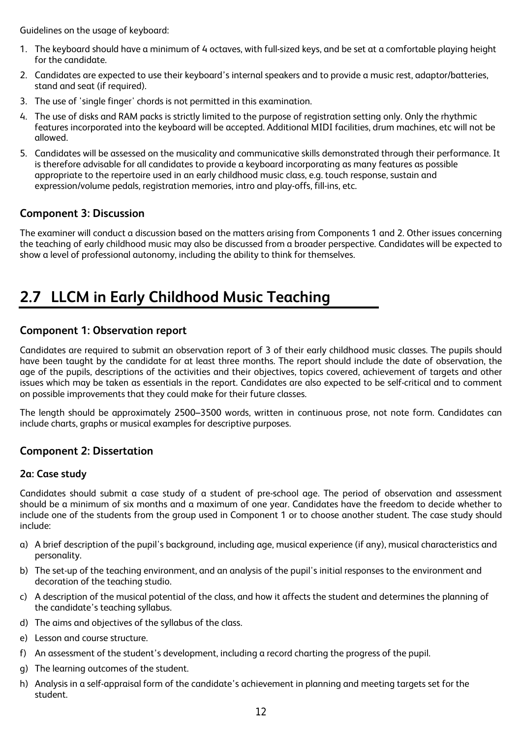Guidelines on the usage of keyboard:

1. The keyboard should have a minimum of 4 octaves, with full-sized keys, and be set at a comfortable playing height for the candidate.
2. Candidates are expected to use their keyboard's internal speakers and to provide a music rest, adaptor/batteries, stand and seat (if required).
3. The use of 'single finger' chords is not permitted in this examination.
4. The use of disks and RAM packs is strictly limited to the purpose of registration setting only. Only the rhythmic features incorporated into the keyboard will be accepted. Additional MIDI facilities, drum machines, etc will not be allowed.
5. Candidates will be assessed on the musicality and communicative skills demonstrated through their performance. It is therefore advisable for all candidates to provide a keyboard incorporating as many features as possible appropriate to the repertoire used in an early childhood music class, e.g. touch response, sustain and expression/volume pedals, registration memories, intro and play-offs, fill-ins, etc.

### Component 3: Discussion

The examiner will conduct a discussion based on the matters arising from Components 1 and 2. Other issues concerning the teaching of early childhood music may also be discussed from a broader perspective. Candidates will be expected to show a level of professional autonomy, including the ability to think for themselves.

## 2.7 LLCM in Early Childhood Music Teaching

### Component 1: Observation report

Candidates are required to submit an observation report of 3 of their early childhood music classes. The pupils should have been taught by the candidate for at least three months. The report should include the date of observation, the age of the pupils, descriptions of the activities and their objectives, topics covered, achievement of targets and other issues which may be taken as essentials in the report. Candidates are also expected to be self-critical and to comment on possible improvements that they could make for their future classes.

The length should be approximately 2500–3500 words, written in continuous prose, not note form. Candidates can include charts, graphs or musical examples for descriptive purposes.

### Component 2: Dissertation

#### 2a: Case study

Candidates should submit a case study of a student of pre-school age. The period of observation and assessment should be a minimum of six months and a maximum of one year. Candidates have the freedom to decide whether to include one of the students from the group used in Component 1 or to choose another student. The case study should include:

a) A brief description of the pupil's background, including age, musical experience (if any), musical characteristics and personality.
b) The set-up of the teaching environment, and an analysis of the pupil's initial responses to the environment and decoration of the teaching studio.
c) A description of the musical potential of the class, and how it affects the student and determines the planning of the candidate's teaching syllabus.
d) The aims and objectives of the syllabus of the class.
e) Lesson and course structure.
f) An assessment of the student's development, including a record charting the progress of the pupil.
g) The learning outcomes of the student.
h) Analysis in a self-appraisal form of the candidate's achievement in planning and meeting targets set for the student.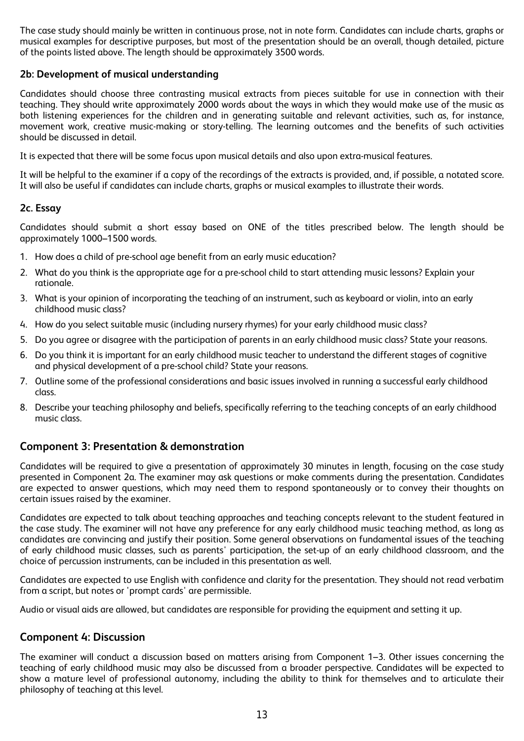The case study should mainly be written in continuous prose, not in note form. Candidates can include charts, graphs or musical examples for descriptive purposes, but most of the presentation should be an overall, though detailed, picture of the points listed above. The length should be approximately 3500 words.

### 2b: Development of musical understanding

Candidates should choose three contrasting musical extracts from pieces suitable for use in connection with their teaching. They should write approximately 2000 words about the ways in which they would make use of the music as both listening experiences for the children and in generating suitable and relevant activities, such as, for instance, movement work, creative music-making or story-telling. The learning outcomes and the benefits of such activities should be discussed in detail.

It is expected that there will be some focus upon musical details and also upon extra-musical features.

It will be helpful to the examiner if a copy of the recordings of the extracts is provided, and, if possible, a notated score. It will also be useful if candidates can include charts, graphs or musical examples to illustrate their words.

### 2c. Essay

Candidates should submit a short essay based on ONE of the titles prescribed below. The length should be approximately 1000–1500 words.

1. How does a child of pre-school age benefit from an early music education?
2. What do you think is the appropriate age for a pre-school child to start attending music lessons? Explain your rationale.
3. What is your opinion of incorporating the teaching of an instrument, such as keyboard or violin, into an early childhood music class?
4. How do you select suitable music (including nursery rhymes) for your early childhood music class?
5. Do you agree or disagree with the participation of parents in an early childhood music class? State your reasons.
6. Do you think it is important for an early childhood music teacher to understand the different stages of cognitive and physical development of a pre-school child? State your reasons.
7. Outline some of the professional considerations and basic issues involved in running a successful early childhood class.
8. Describe your teaching philosophy and beliefs, specifically referring to the teaching concepts of an early childhood music class.

## Component 3: Presentation & demonstration

Candidates will be required to give a presentation of approximately 30 minutes in length, focusing on the case study presented in Component 2a. The examiner may ask questions or make comments during the presentation. Candidates are expected to answer questions, which may need them to respond spontaneously or to convey their thoughts on certain issues raised by the examiner.

Candidates are expected to talk about teaching approaches and teaching concepts relevant to the student featured in the case study. The examiner will not have any preference for any early childhood music teaching method, as long as candidates are convincing and justify their position. Some general observations on fundamental issues of the teaching of early childhood music classes, such as parents' participation, the set-up of an early childhood classroom, and the choice of percussion instruments, can be included in this presentation as well.

Candidates are expected to use English with confidence and clarity for the presentation. They should not read verbatim from a script, but notes or 'prompt cards' are permissible.

Audio or visual aids are allowed, but candidates are responsible for providing the equipment and setting it up.

## Component 4: Discussion

The examiner will conduct a discussion based on matters arising from Component 1–3. Other issues concerning the teaching of early childhood music may also be discussed from a broader perspective. Candidates will be expected to show a mature level of professional autonomy, including the ability to think for themselves and to articulate their philosophy of teaching at this level.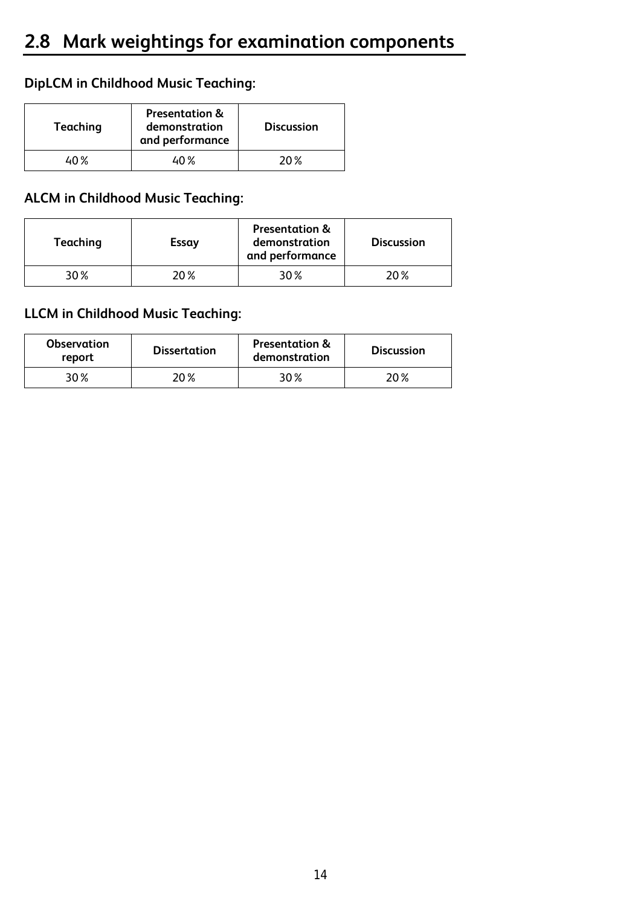## 2.8 Mark weightings for examination components

**DipLCM in Childhood Music Teaching:**

| Teaching | Presentation & demonstration and performance | Discussion |
|---|---|---|
| 40% | 40% | 20% |

**ALCM in Childhood Music Teaching:**

| Teaching | Essay | Presentation & demonstration and performance | Discussion |
|---|---|---|---|
| 30% | 20% | 30% | 20% |

**LLCM in Childhood Music Teaching:**

| Observation report | Dissertation | Presentation & demonstration | Discussion |
|---|---|---|---|
| 30% | 20% | 30% | 20% |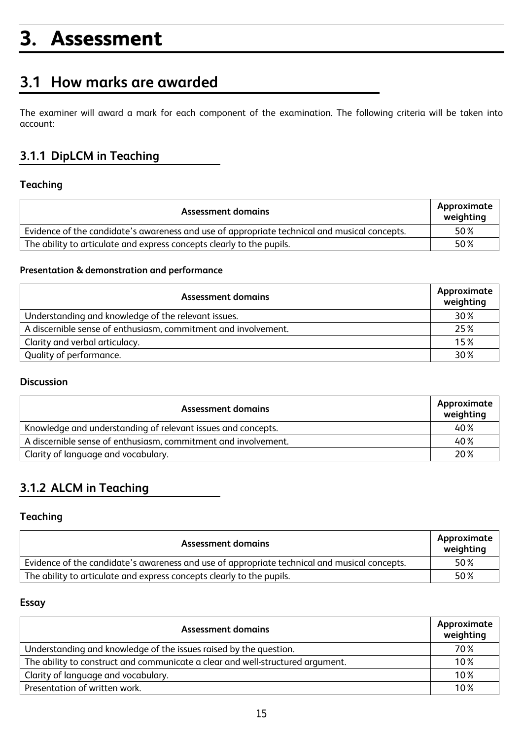# 3. Assessment

## 3.1 How marks are awarded

The examiner will award a mark for each component of the examination. The following criteria will be taken into account:

### 3.1.1 DipLCM in Teaching

**Teaching**

| Assessment domains | Approximate weighting |
|---|---|
| Evidence of the candidate's awareness and use of appropriate technical and musical concepts. | 50% |
| The ability to articulate and express concepts clearly to the pupils. | 50% |

**Presentation & demonstration and performance**

| Assessment domains | Approximate weighting |
|---|---|
| Understanding and knowledge of the relevant issues. | 30% |
| A discernible sense of enthusiasm, commitment and involvement. | 25% |
| Clarity and verbal articulacy. | 15% |
| Quality of performance. | 30% |

**Discussion**

| Assessment domains | Approximate weighting |
|---|---|
| Knowledge and understanding of relevant issues and concepts. | 40% |
| A discernible sense of enthusiasm, commitment and involvement. | 40% |
| Clarity of language and vocabulary. | 20% |

### 3.1.2 ALCM in Teaching

**Teaching**

| Assessment domains | Approximate weighting |
|---|---|
| Evidence of the candidate's awareness and use of appropriate technical and musical concepts. | 50% |
| The ability to articulate and express concepts clearly to the pupils. | 50% |

**Essay**

| Assessment domains | Approximate weighting |
|---|---|
| Understanding and knowledge of the issues raised by the question. | 70% |
| The ability to construct and communicate a clear and well-structured argument. | 10% |
| Clarity of language and vocabulary. | 10% |
| Presentation of written work. | 10% |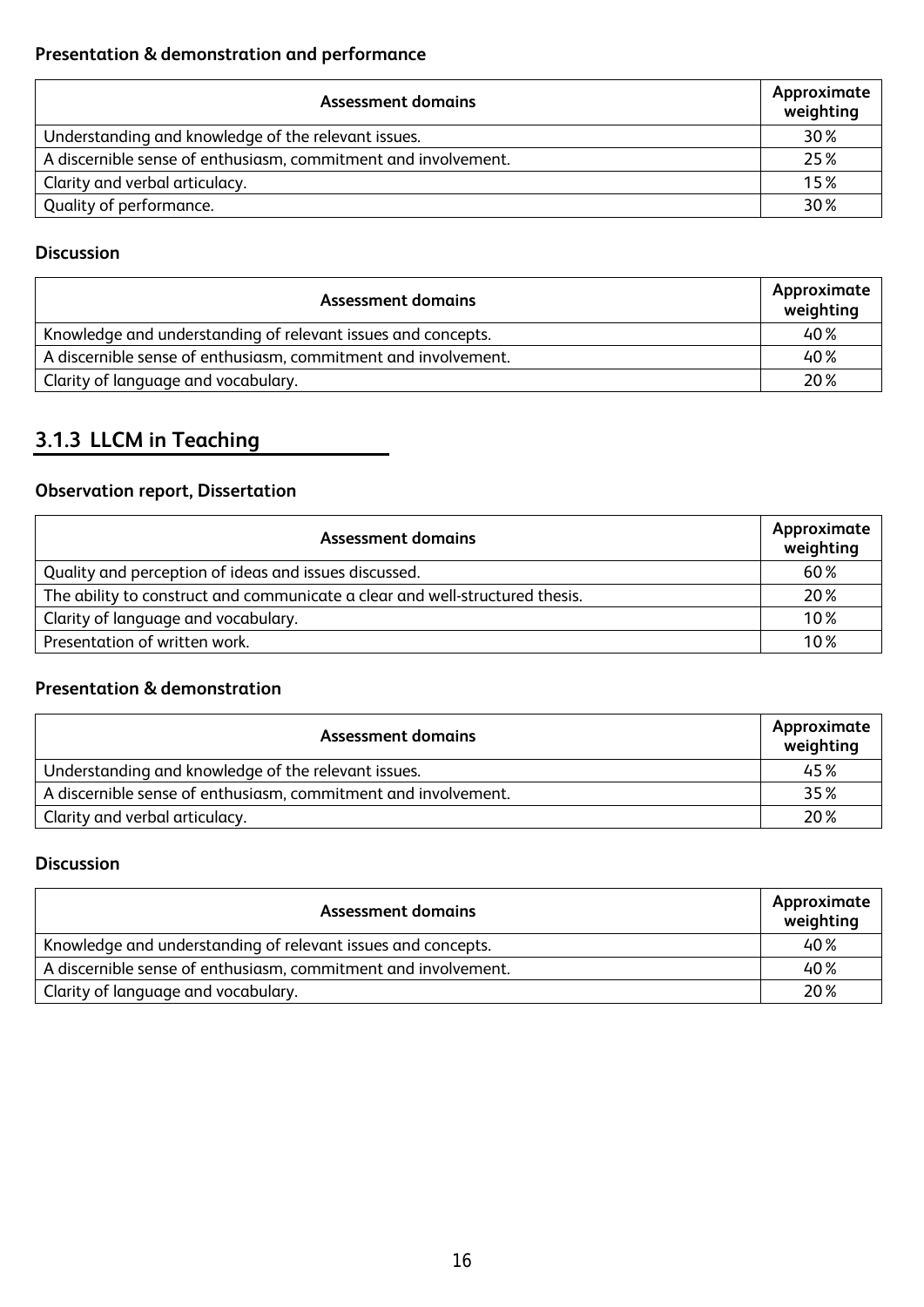**Presentation & demonstration and performance**

| Assessment domains | Approximate weighting |
| --- | --- |
| Understanding and knowledge of the relevant issues. | 30 % |
| A discernible sense of enthusiasm, commitment and involvement. | 25 % |
| Clarity and verbal articulacy. | 15 % |
| Quality of performance. | 30 % |

**Discussion**

| Assessment domains | Approximate weighting |
| --- | --- |
| Knowledge and understanding of relevant issues and concepts. | 40 % |
| A discernible sense of enthusiasm, commitment and involvement. | 40 % |
| Clarity of language and vocabulary. | 20 % |

### 3.1.3 LLCM in Teaching

**Observation report, Dissertation**

| Assessment domains | Approximate weighting |
| --- | --- |
| Quality and perception of ideas and issues discussed. | 60 % |
| The ability to construct and communicate a clear and well-structured thesis. | 20 % |
| Clarity of language and vocabulary. | 10 % |
| Presentation of written work. | 10 % |

**Presentation & demonstration**

| Assessment domains | Approximate weighting |
| --- | --- |
| Understanding and knowledge of the relevant issues. | 45 % |
| A discernible sense of enthusiasm, commitment and involvement. | 35 % |
| Clarity and verbal articulacy. | 20 % |

**Discussion**

| Assessment domains | Approximate weighting |
| --- | --- |
| Knowledge and understanding of relevant issues and concepts. | 40 % |
| A discernible sense of enthusiasm, commitment and involvement. | 40 % |
| Clarity of language and vocabulary. | 20 % |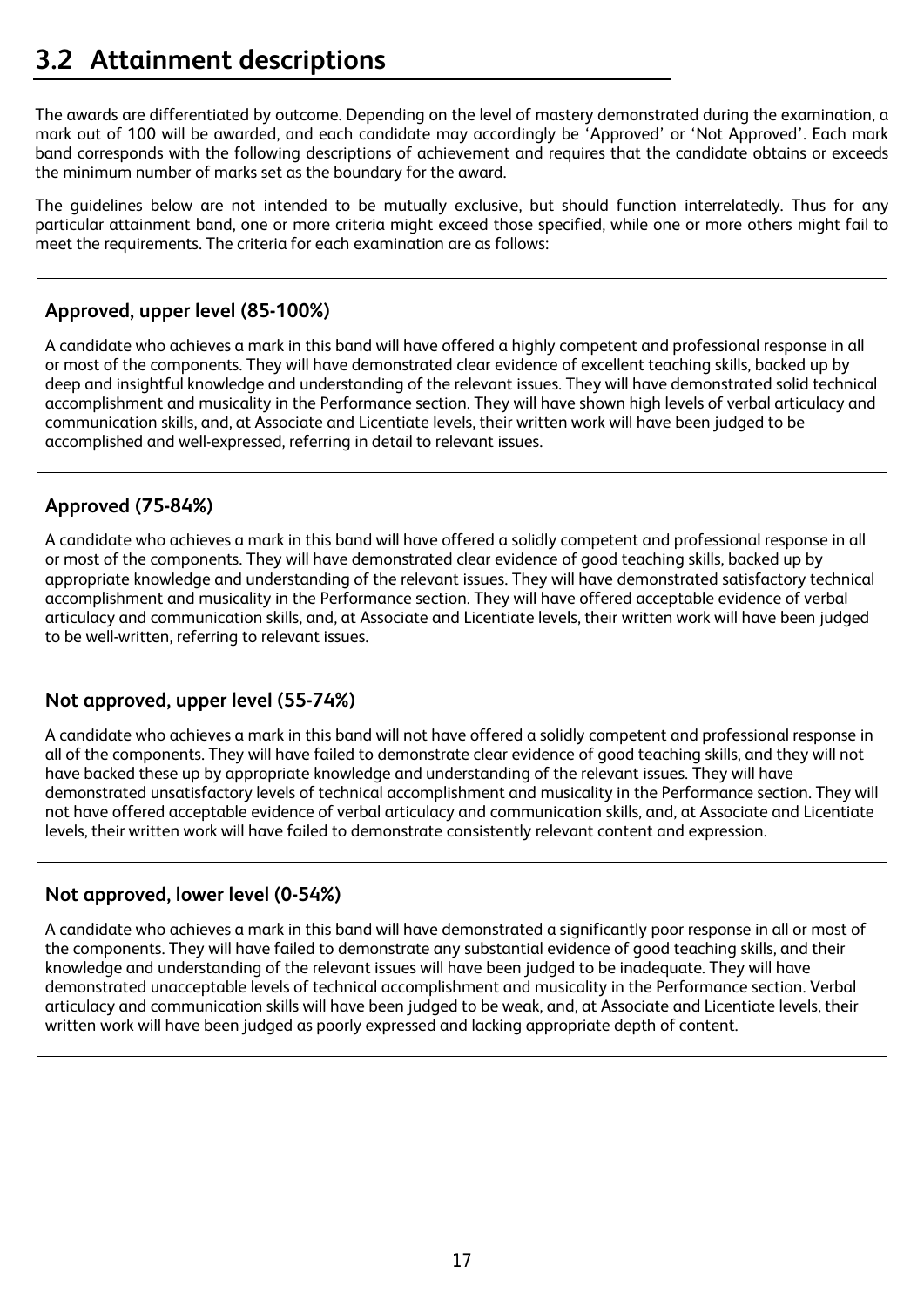## 3.2 Attainment descriptions

The awards are differentiated by outcome. Depending on the level of mastery demonstrated during the examination, a mark out of 100 will be awarded, and each candidate may accordingly be 'Approved' or 'Not Approved'. Each mark band corresponds with the following descriptions of achievement and requires that the candidate obtains or exceeds the minimum number of marks set as the boundary for the award.

The guidelines below are not intended to be mutually exclusive, but should function interrelatedly. Thus for any particular attainment band, one or more criteria might exceed those specified, while one or more others might fail to meet the requirements. The criteria for each examination are as follows:

### Approved, upper level (85-100%)

A candidate who achieves a mark in this band will have offered a highly competent and professional response in all or most of the components. They will have demonstrated clear evidence of excellent teaching skills, backed up by deep and insightful knowledge and understanding of the relevant issues. They will have demonstrated solid technical accomplishment and musicality in the Performance section. They will have shown high levels of verbal articulacy and communication skills, and, at Associate and Licentiate levels, their written work will have been judged to be accomplished and well-expressed, referring in detail to relevant issues.

### Approved (75-84%)

A candidate who achieves a mark in this band will have offered a solidly competent and professional response in all or most of the components. They will have demonstrated clear evidence of good teaching skills, backed up by appropriate knowledge and understanding of the relevant issues. They will have demonstrated satisfactory technical accomplishment and musicality in the Performance section. They will have offered acceptable evidence of verbal articulacy and communication skills, and, at Associate and Licentiate levels, their written work will have been judged to be well-written, referring to relevant issues.

### Not approved, upper level (55-74%)

A candidate who achieves a mark in this band will not have offered a solidly competent and professional response in all of the components. They will have failed to demonstrate clear evidence of good teaching skills, and they will not have backed these up by appropriate knowledge and understanding of the relevant issues. They will have demonstrated unsatisfactory levels of technical accomplishment and musicality in the Performance section. They will not have offered acceptable evidence of verbal articulacy and communication skills, and, at Associate and Licentiate levels, their written work will have failed to demonstrate consistently relevant content and expression.

### Not approved, lower level (0-54%)

A candidate who achieves a mark in this band will have demonstrated a significantly poor response in all or most of the components. They will have failed to demonstrate any substantial evidence of good teaching skills, and their knowledge and understanding of the relevant issues will have been judged to be inadequate. They will have demonstrated unacceptable levels of technical accomplishment and musicality in the Performance section. Verbal articulacy and communication skills will have been judged to be weak, and, at Associate and Licentiate levels, their written work will have been judged as poorly expressed and lacking appropriate depth of content.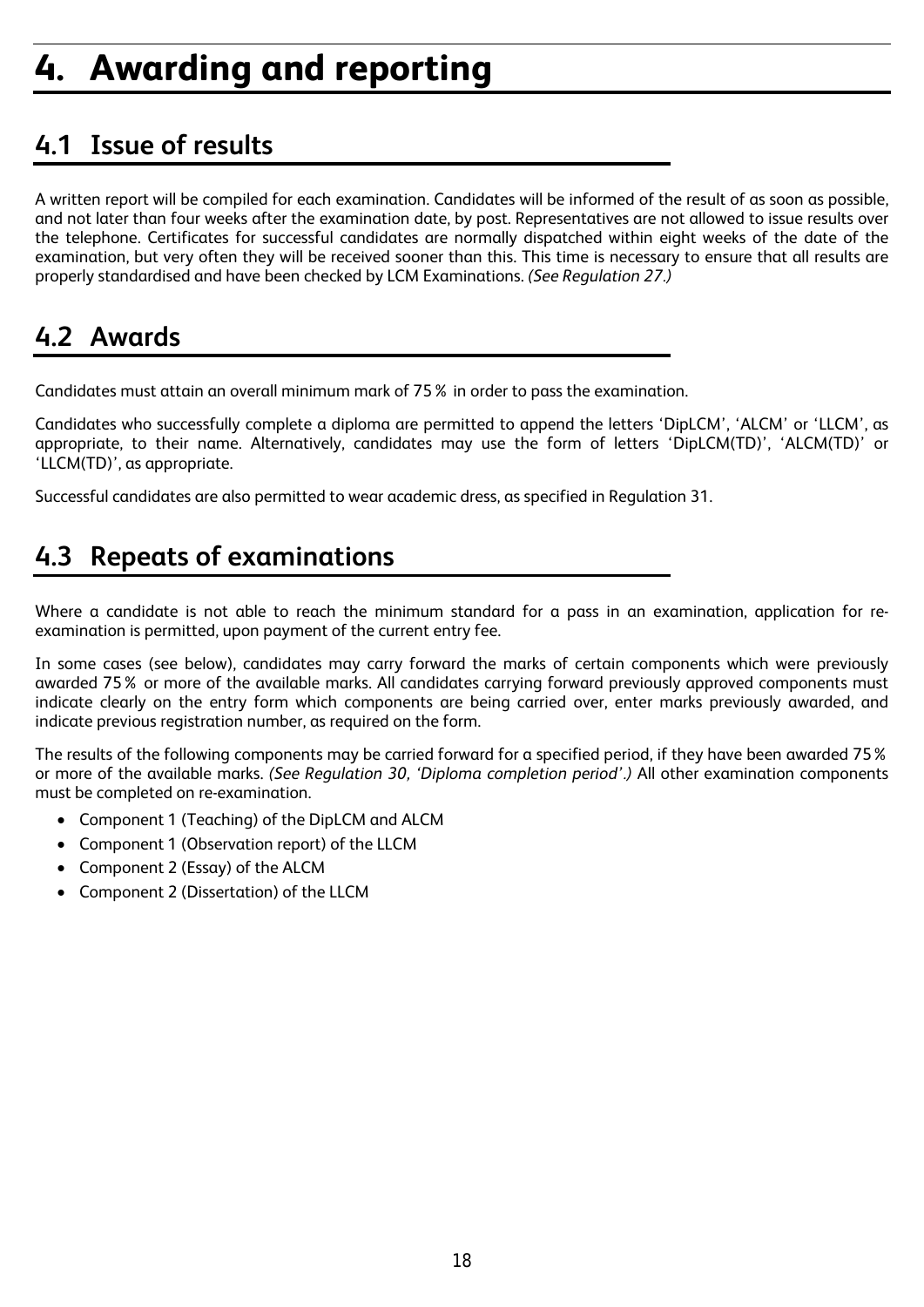# 4. Awarding and reporting

## 4.1 Issue of results

A written report will be compiled for each examination. Candidates will be informed of the result of as soon as possible, and not later than four weeks after the examination date, by post. Representatives are not allowed to issue results over the telephone. Certificates for successful candidates are normally dispatched within eight weeks of the date of the examination, but very often they will be received sooner than this. This time is necessary to ensure that all results are properly standardised and have been checked by LCM Examinations. *(See Regulation 27.)*

## 4.2 Awards

Candidates must attain an overall minimum mark of 75% in order to pass the examination.

Candidates who successfully complete a diploma are permitted to append the letters 'DipLCM', 'ALCM' or 'LLCM', as appropriate, to their name. Alternatively, candidates may use the form of letters 'DipLCM(TD)', 'ALCM(TD)' or 'LLCM(TD)', as appropriate.

Successful candidates are also permitted to wear academic dress, as specified in Regulation 31.

## 4.3 Repeats of examinations

Where a candidate is not able to reach the minimum standard for a pass in an examination, application for re-examination is permitted, upon payment of the current entry fee.

In some cases (see below), candidates may carry forward the marks of certain components which were previously awarded 75% or more of the available marks. All candidates carrying forward previously approved components must indicate clearly on the entry form which components are being carried over, enter marks previously awarded, and indicate previous registration number, as required on the form.

The results of the following components may be carried forward for a specified period, if they have been awarded 75% or more of the available marks. *(See Regulation 30, 'Diploma completion period'.)* All other examination components must be completed on re-examination.

- Component 1 (Teaching) of the DipLCM and ALCM
- Component 1 (Observation report) of the LLCM
- Component 2 (Essay) of the ALCM
- Component 2 (Dissertation) of the LLCM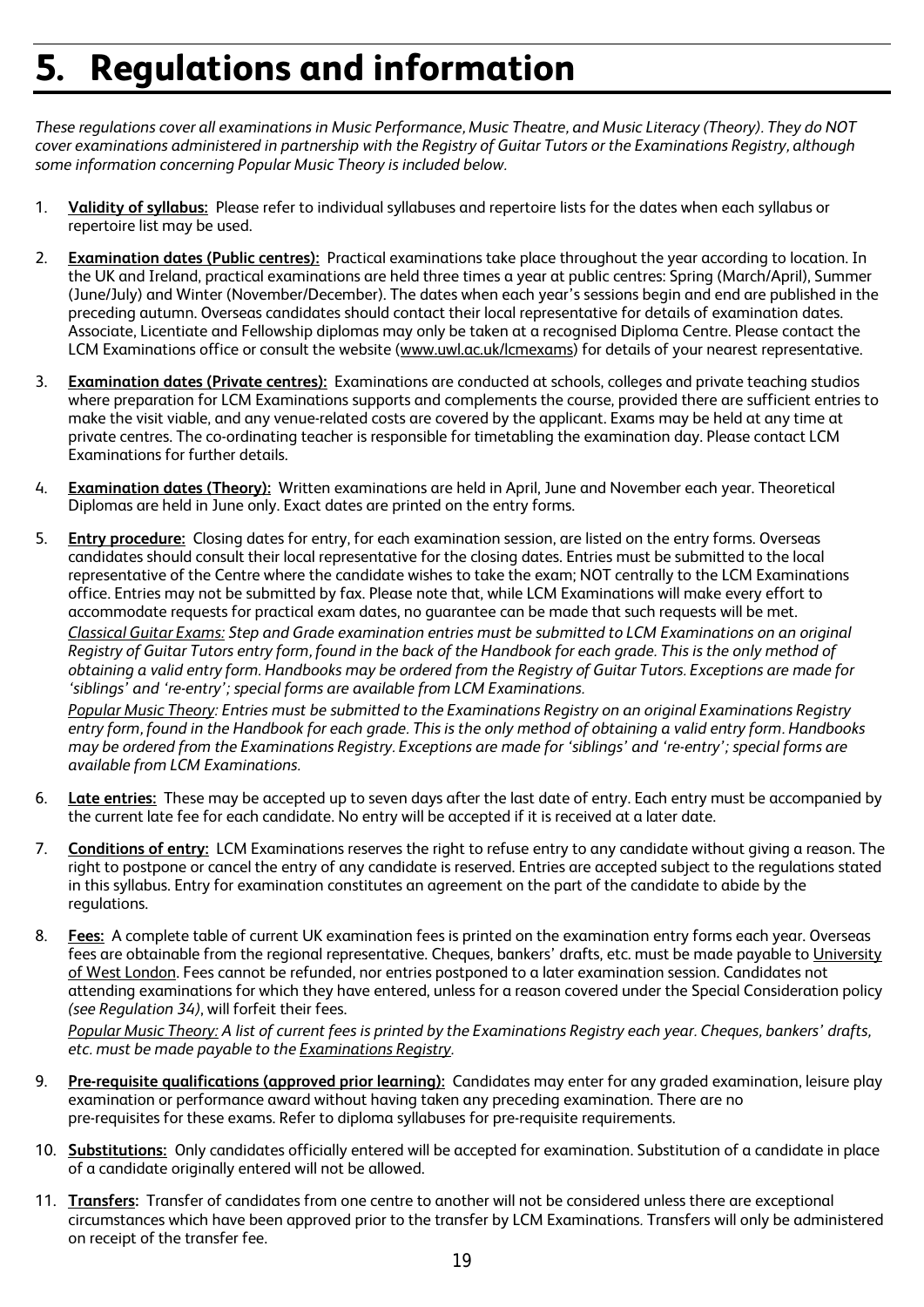# 5. Regulations and information

*These regulations cover all examinations in Music Performance, Music Theatre, and Music Literacy (Theory). They do NOT cover examinations administered in partnership with the Registry of Guitar Tutors or the Examinations Registry, although some information concerning Popular Music Theory is included below.*

1. **Validity of syllabus:** Please refer to individual syllabuses and repertoire lists for the dates when each syllabus or repertoire list may be used.

2. **Examination dates (Public centres):** Practical examinations take place throughout the year according to location. In the UK and Ireland, practical examinations are held three times a year at public centres: Spring (March/April), Summer (June/July) and Winter (November/December). The dates when each year's sessions begin and end are published in the preceding autumn. Overseas candidates should contact their local representative for details of examination dates. Associate, Licentiate and Fellowship diplomas may only be taken at a recognised Diploma Centre. Please contact the LCM Examinations office or consult the website (www.uwl.ac.uk/lcmexams) for details of your nearest representative.

3. **Examination dates (Private centres):** Examinations are conducted at schools, colleges and private teaching studios where preparation for LCM Examinations supports and complements the course, provided there are sufficient entries to make the visit viable, and any venue-related costs are covered by the applicant. Exams may be held at any time at private centres. The co-ordinating teacher is responsible for timetabling the examination day. Please contact LCM Examinations for further details.

4. **Examination dates (Theory):** Written examinations are held in April, June and November each year. Theoretical Diplomas are held in June only. Exact dates are printed on the entry forms.

5. **Entry procedure:** Closing dates for entry, for each examination session, are listed on the entry forms. Overseas candidates should consult their local representative for the closing dates. Entries must be submitted to the local representative of the Centre where the candidate wishes to take the exam; NOT centrally to the LCM Examinations office. Entries may not be submitted by fax. Please note that, while LCM Examinations will make every effort to accommodate requests for practical exam dates, no guarantee can be made that such requests will be met.

   *Classical Guitar Exams: Step and Grade examination entries must be submitted to LCM Examinations on an original Registry of Guitar Tutors entry form, found in the back of the Handbook for each grade. This is the only method of obtaining a valid entry form. Handbooks may be ordered from the Registry of Guitar Tutors. Exceptions are made for 'siblings' and 're-entry'; special forms are available from LCM Examinations.*

   *Popular Music Theory: Entries must be submitted to the Examinations Registry on an original Examinations Registry entry form, found in the Handbook for each grade. This is the only method of obtaining a valid entry form. Handbooks may be ordered from the Examinations Registry. Exceptions are made for 'siblings' and 're-entry'; special forms are available from LCM Examinations.*

6. **Late entries:** These may be accepted up to seven days after the last date of entry. Each entry must be accompanied by the current late fee for each candidate. No entry will be accepted if it is received at a later date.

7. **Conditions of entry:** LCM Examinations reserves the right to refuse entry to any candidate without giving a reason. The right to postpone or cancel the entry of any candidate is reserved. Entries are accepted subject to the regulations stated in this syllabus. Entry for examination constitutes an agreement on the part of the candidate to abide by the regulations.

8. **Fees:** A complete table of current UK examination fees is printed on the examination entry forms each year. Overseas fees are obtainable from the regional representative. Cheques, bankers' drafts, etc. must be made payable to University of West London. Fees cannot be refunded, nor entries postponed to a later examination session. Candidates not attending examinations for which they have entered, unless for a reason covered under the Special Consideration policy *(see Regulation 34)*, will forfeit their fees.

   *Popular Music Theory: A list of current fees is printed by the Examinations Registry each year. Cheques, bankers' drafts, etc. must be made payable to the Examinations Registry.*

9. **Pre-requisite qualifications (approved prior learning):** Candidates may enter for any graded examination, leisure play examination or performance award without having taken any preceding examination. There are no pre-requisites for these exams. Refer to diploma syllabuses for pre-requisite requirements.

10. **Substitutions:** Only candidates officially entered will be accepted for examination. Substitution of a candidate in place of a candidate originally entered will not be allowed.

11. **Transfers:** Transfer of candidates from one centre to another will not be considered unless there are exceptional circumstances which have been approved prior to the transfer by LCM Examinations. Transfers will only be administered on receipt of the transfer fee.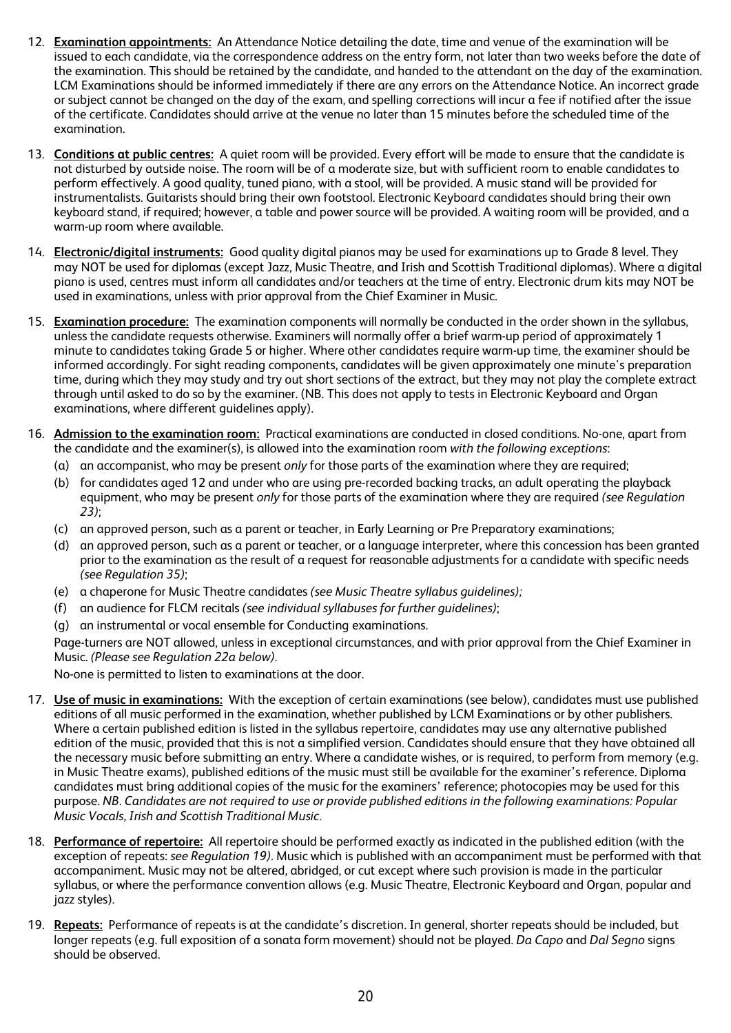12. **Examination appointments:** An Attendance Notice detailing the date, time and venue of the examination will be issued to each candidate, via the correspondence address on the entry form, not later than two weeks before the date of the examination. This should be retained by the candidate, and handed to the attendant on the day of the examination. LCM Examinations should be informed immediately if there are any errors on the Attendance Notice. An incorrect grade or subject cannot be changed on the day of the exam, and spelling corrections will incur a fee if notified after the issue of the certificate. Candidates should arrive at the venue no later than 15 minutes before the scheduled time of the examination.

13. **Conditions at public centres:** A quiet room will be provided. Every effort will be made to ensure that the candidate is not disturbed by outside noise. The room will be of a moderate size, but with sufficient room to enable candidates to perform effectively. A good quality, tuned piano, with a stool, will be provided. A music stand will be provided for instrumentalists. Guitarists should bring their own footstool. Electronic Keyboard candidates should bring their own keyboard stand, if required; however, a table and power source will be provided. A waiting room will be provided, and a warm-up room where available.

14. **Electronic/digital instruments:** Good quality digital pianos may be used for examinations up to Grade 8 level. They may NOT be used for diplomas (except Jazz, Music Theatre, and Irish and Scottish Traditional diplomas). Where a digital piano is used, centres must inform all candidates and/or teachers at the time of entry. Electronic drum kits may NOT be used in examinations, unless with prior approval from the Chief Examiner in Music.

15. **Examination procedure:** The examination components will normally be conducted in the order shown in the syllabus, unless the candidate requests otherwise. Examiners will normally offer a brief warm-up period of approximately 1 minute to candidates taking Grade 5 or higher. Where other candidates require warm-up time, the examiner should be informed accordingly. For sight reading components, candidates will be given approximately one minute's preparation time, during which they may study and try out short sections of the extract, but they may not play the complete extract through until asked to do so by the examiner. (NB. This does not apply to tests in Electronic Keyboard and Organ examinations, where different guidelines apply).

16. **Admission to the examination room:** Practical examinations are conducted in closed conditions. No-one, apart from the candidate and the examiner(s), is allowed into the examination room *with the following exceptions*:
    (a) an accompanist, who may be present *only* for those parts of the examination where they are required;
    (b) for candidates aged 12 and under who are using pre-recorded backing tracks, an adult operating the playback equipment, who may be present *only* for those parts of the examination where they are required *(see Regulation 23)*;
    (c) an approved person, such as a parent or teacher, in Early Learning or Pre Preparatory examinations;
    (d) an approved person, such as a parent or teacher, or a language interpreter, where this concession has been granted prior to the examination as the result of a request for reasonable adjustments for a candidate with specific needs *(see Regulation 35)*;
    (e) a chaperone for Music Theatre candidates *(see Music Theatre syllabus guidelines);*
    (f) an audience for FLCM recitals *(see individual syllabuses for further guidelines)*;
    (g) an instrumental or vocal ensemble for Conducting examinations.

    Page-turners are NOT allowed, unless in exceptional circumstances, and with prior approval from the Chief Examiner in Music. *(Please see Regulation 22a below).*

    No-one is permitted to listen to examinations at the door.

17. **Use of music in examinations:** With the exception of certain examinations (see below), candidates must use published editions of all music performed in the examination, whether published by LCM Examinations or by other publishers. Where a certain published edition is listed in the syllabus repertoire, candidates may use any alternative published edition of the music, provided that this is not a simplified version. Candidates should ensure that they have obtained all the necessary music before submitting an entry. Where a candidate wishes, or is required, to perform from memory (e.g. in Music Theatre exams), published editions of the music must still be available for the examiner's reference. Diploma candidates must bring additional copies of the music for the examiners' reference; photocopies may be used for this purpose. *NB. Candidates are not required to use or provide published editions in the following examinations: Popular Music Vocals, Irish and Scottish Traditional Music.*

18. **Performance of repertoire:** All repertoire should be performed exactly as indicated in the published edition (with the exception of repeats: *see Regulation 19).* Music which is published with an accompaniment must be performed with that accompaniment. Music may not be altered, abridged, or cut except where such provision is made in the particular syllabus, or where the performance convention allows (e.g. Music Theatre, Electronic Keyboard and Organ, popular and jazz styles).

19. **Repeats:** Performance of repeats is at the candidate's discretion. In general, shorter repeats should be included, but longer repeats (e.g. full exposition of a sonata form movement) should not be played. *Da Capo* and *Dal Segno* signs should be observed.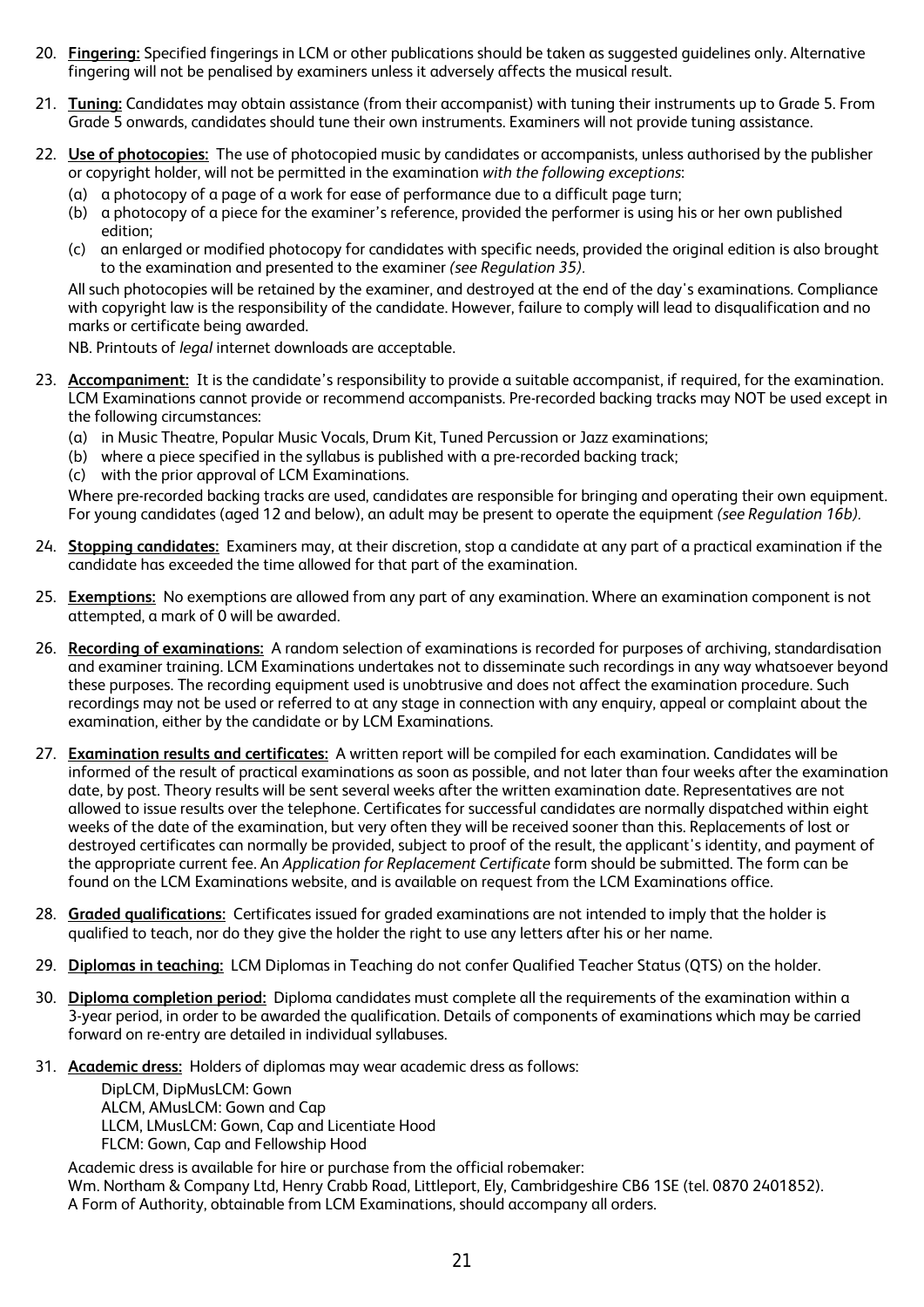20. **Fingering:** Specified fingerings in LCM or other publications should be taken as suggested guidelines only. Alternative fingering will not be penalised by examiners unless it adversely affects the musical result.

21. **Tuning:** Candidates may obtain assistance (from their accompanist) with tuning their instruments up to Grade 5. From Grade 5 onwards, candidates should tune their own instruments. Examiners will not provide tuning assistance.

22. **Use of photocopies:** The use of photocopied music by candidates or accompanists, unless authorised by the publisher or copyright holder, will not be permitted in the examination *with the following exceptions*:
    (a) a photocopy of a page of a work for ease of performance due to a difficult page turn;
    (b) a photocopy of a piece for the examiner's reference, provided the performer is using his or her own published edition;
    (c) an enlarged or modified photocopy for candidates with specific needs, provided the original edition is also brought to the examination and presented to the examiner *(see Regulation 35).*

    All such photocopies will be retained by the examiner, and destroyed at the end of the day's examinations. Compliance with copyright law is the responsibility of the candidate. However, failure to comply will lead to disqualification and no marks or certificate being awarded.

    NB. Printouts of *legal* internet downloads are acceptable.

23. **Accompaniment:** It is the candidate's responsibility to provide a suitable accompanist, if required, for the examination. LCM Examinations cannot provide or recommend accompanists. Pre-recorded backing tracks may NOT be used except in the following circumstances:
    (a) in Music Theatre, Popular Music Vocals, Drum Kit, Tuned Percussion or Jazz examinations;
    (b) where a piece specified in the syllabus is published with a pre-recorded backing track;
    (c) with the prior approval of LCM Examinations.

    Where pre-recorded backing tracks are used, candidates are responsible for bringing and operating their own equipment. For young candidates (aged 12 and below), an adult may be present to operate the equipment *(see Regulation 16b).*

24. **Stopping candidates:** Examiners may, at their discretion, stop a candidate at any part of a practical examination if the candidate has exceeded the time allowed for that part of the examination.

25. **Exemptions:** No exemptions are allowed from any part of any examination. Where an examination component is not attempted, a mark of 0 will be awarded.

26. **Recording of examinations:** A random selection of examinations is recorded for purposes of archiving, standardisation and examiner training. LCM Examinations undertakes not to disseminate such recordings in any way whatsoever beyond these purposes. The recording equipment used is unobtrusive and does not affect the examination procedure. Such recordings may not be used or referred to at any stage in connection with any enquiry, appeal or complaint about the examination, either by the candidate or by LCM Examinations.

27. **Examination results and certificates:** A written report will be compiled for each examination. Candidates will be informed of the result of practical examinations as soon as possible, and not later than four weeks after the examination date, by post. Theory results will be sent several weeks after the written examination date. Representatives are not allowed to issue results over the telephone. Certificates for successful candidates are normally dispatched within eight weeks of the date of the examination, but very often they will be received sooner than this. Replacements of lost or destroyed certificates can normally be provided, subject to proof of the result, the applicant's identity, and payment of the appropriate current fee. An *Application for Replacement Certificate* form should be submitted. The form can be found on the LCM Examinations website, and is available on request from the LCM Examinations office.

28. **Graded qualifications:** Certificates issued for graded examinations are not intended to imply that the holder is qualified to teach, nor do they give the holder the right to use any letters after his or her name.

29. **Diplomas in teaching:** LCM Diplomas in Teaching do not confer Qualified Teacher Status (QTS) on the holder.

30. **Diploma completion period:** Diploma candidates must complete all the requirements of the examination within a 3-year period, in order to be awarded the qualification. Details of components of examinations which may be carried forward on re-entry are detailed in individual syllabuses.

31. **Academic dress:** Holders of diplomas may wear academic dress as follows:

    DipLCM, DipMusLCM: Gown
    ALCM, AMusLCM: Gown and Cap
    LLCM, LMusLCM: Gown, Cap and Licentiate Hood
    FLCM: Gown, Cap and Fellowship Hood

    Academic dress is available for hire or purchase from the official robemaker:
    Wm. Northam & Company Ltd, Henry Crabb Road, Littleport, Ely, Cambridgeshire CB6 1SE (tel. 0870 2401852).
    A Form of Authority, obtainable from LCM Examinations, should accompany all orders.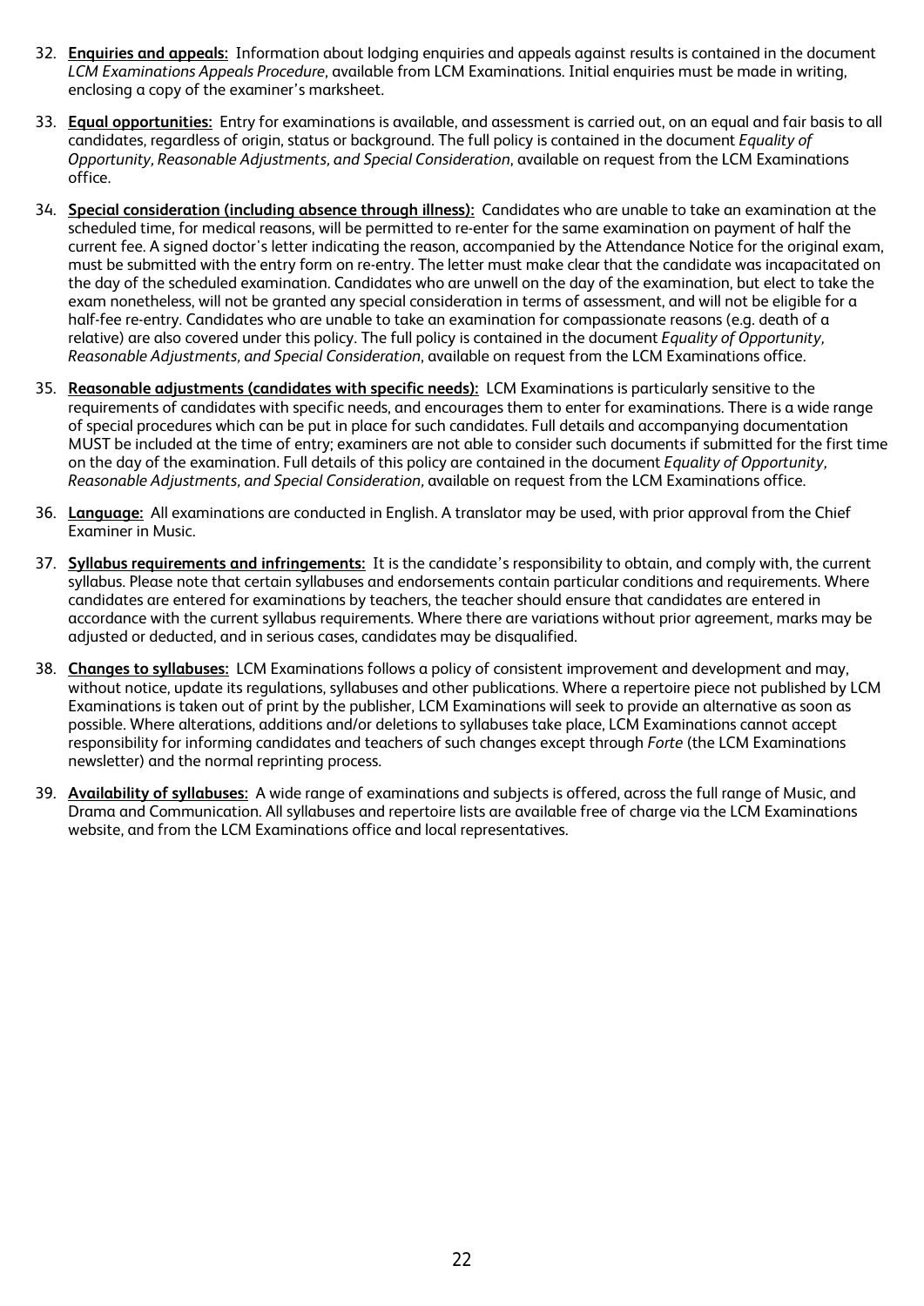32. **Enquiries and appeals:** Information about lodging enquiries and appeals against results is contained in the document *LCM Examinations Appeals Procedure*, available from LCM Examinations. Initial enquiries must be made in writing, enclosing a copy of the examiner's marksheet.

33. **Equal opportunities:** Entry for examinations is available, and assessment is carried out, on an equal and fair basis to all candidates, regardless of origin, status or background. The full policy is contained in the document *Equality of Opportunity, Reasonable Adjustments, and Special Consideration*, available on request from the LCM Examinations office.

34. **Special consideration (including absence through illness):** Candidates who are unable to take an examination at the scheduled time, for medical reasons, will be permitted to re-enter for the same examination on payment of half the current fee. A signed doctor's letter indicating the reason, accompanied by the Attendance Notice for the original exam, must be submitted with the entry form on re-entry. The letter must make clear that the candidate was incapacitated on the day of the scheduled examination. Candidates who are unwell on the day of the examination, but elect to take the exam nonetheless, will not be granted any special consideration in terms of assessment, and will not be eligible for a half-fee re-entry. Candidates who are unable to take an examination for compassionate reasons (e.g. death of a relative) are also covered under this policy. The full policy is contained in the document *Equality of Opportunity, Reasonable Adjustments, and Special Consideration*, available on request from the LCM Examinations office.

35. **Reasonable adjustments (candidates with specific needs):** LCM Examinations is particularly sensitive to the requirements of candidates with specific needs, and encourages them to enter for examinations. There is a wide range of special procedures which can be put in place for such candidates. Full details and accompanying documentation MUST be included at the time of entry; examiners are not able to consider such documents if submitted for the first time on the day of the examination. Full details of this policy are contained in the document *Equality of Opportunity, Reasonable Adjustments, and Special Consideration*, available on request from the LCM Examinations office.

36. **Language:** All examinations are conducted in English. A translator may be used, with prior approval from the Chief Examiner in Music.

37. **Syllabus requirements and infringements:** It is the candidate's responsibility to obtain, and comply with, the current syllabus. Please note that certain syllabuses and endorsements contain particular conditions and requirements. Where candidates are entered for examinations by teachers, the teacher should ensure that candidates are entered in accordance with the current syllabus requirements. Where there are variations without prior agreement, marks may be adjusted or deducted, and in serious cases, candidates may be disqualified.

38. **Changes to syllabuses:** LCM Examinations follows a policy of consistent improvement and development and may, without notice, update its regulations, syllabuses and other publications. Where a repertoire piece not published by LCM Examinations is taken out of print by the publisher, LCM Examinations will seek to provide an alternative as soon as possible. Where alterations, additions and/or deletions to syllabuses take place, LCM Examinations cannot accept responsibility for informing candidates and teachers of such changes except through *Forte* (the LCM Examinations newsletter) and the normal reprinting process.

39. **Availability of syllabuses:** A wide range of examinations and subjects is offered, across the full range of Music, and Drama and Communication. All syllabuses and repertoire lists are available free of charge via the LCM Examinations website, and from the LCM Examinations office and local representatives.